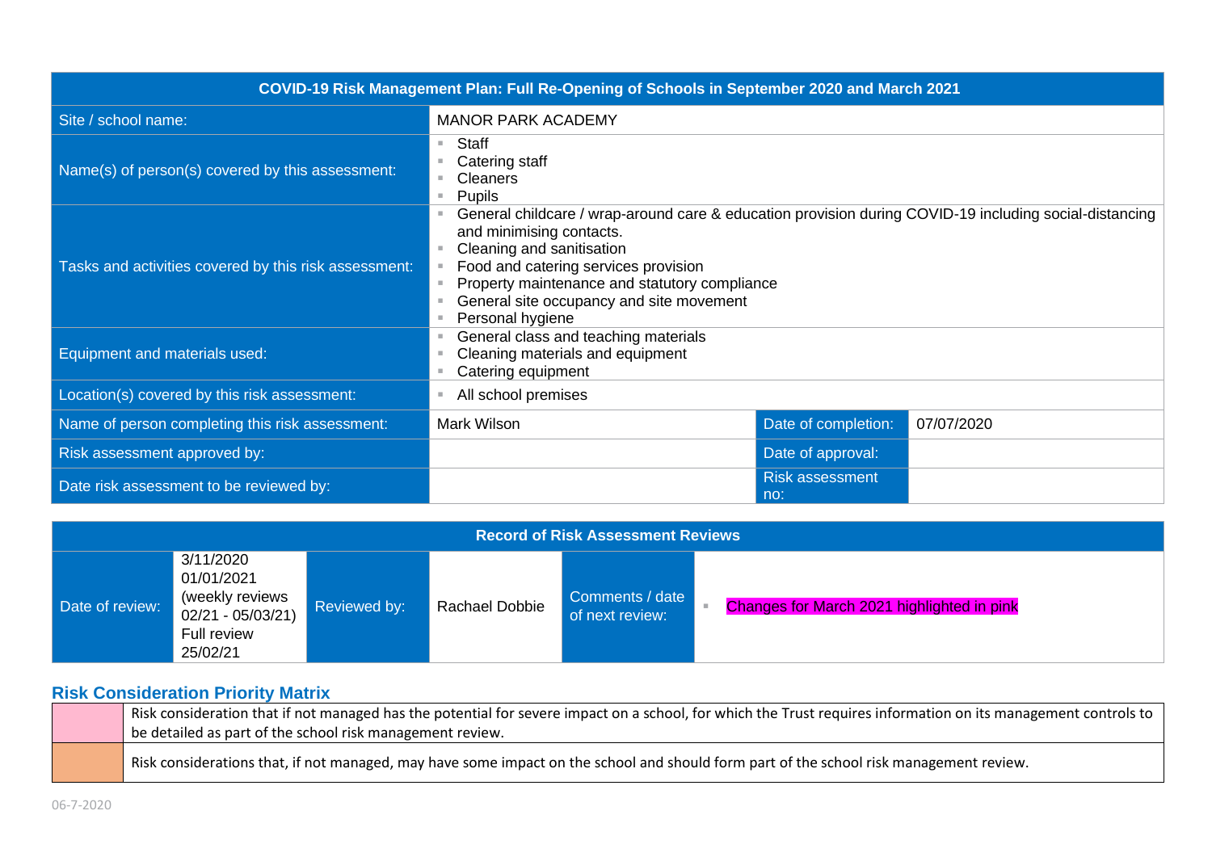| COVID-19 Risk Management Plan: Full Re-Opening of Schools in September 2020 and March 2021 | | | |
|---|---|---|---|
| Site / school name: | MANOR PARK ACADEMY | | |
| Name(s) of person(s) covered by this assessment: | ▪ Staff<br>▪ Catering staff<br>▪ Cleaners<br>▪ Pupils | | |
| Tasks and activities covered by this risk assessment: | ▪ General childcare / wrap-around care & education provision during COVID-19 including social-distancing and minimising contacts.<br>▪ Cleaning and sanitisation<br>▪ Food and catering services provision<br>▪ Property maintenance and statutory compliance<br>▪ General site occupancy and site movement<br>▪ Personal hygiene | | |
| Equipment and materials used: | ▪ General class and teaching materials<br>▪ Cleaning materials and equipment<br>▪ Catering equipment | | |
| Location(s) covered by this risk assessment: | ▪ All school premises | | |
| Name of person completing this risk assessment: | Mark Wilson | Date of completion: | 07/07/2020 |
| Risk assessment approved by: | | Date of approval: | |
| Date risk assessment to be reviewed by: | | Risk assessment no: | |

| Record of Risk Assessment Reviews | | | | | |
|---|---|---|---|---|---|
| Date of review: | 3/11/2020<br>01/01/2021<br>(weekly reviews 02/21 - 05/03/21)<br>Full review 25/02/21 | Reviewed by: | Rachael Dobbie | Comments / date of next review: | ▪ Changes for March 2021 highlighted in pink |

## Risk Consideration Priority Matrix

| | |
|---|---|
| (pink) | Risk consideration that if not managed has the potential for severe impact on a school, for which the Trust requires information on its management controls to be detailed as part of the school risk management review. |
| (orange) | Risk considerations that, if not managed, may have some impact on the school and should form part of the school risk management review. |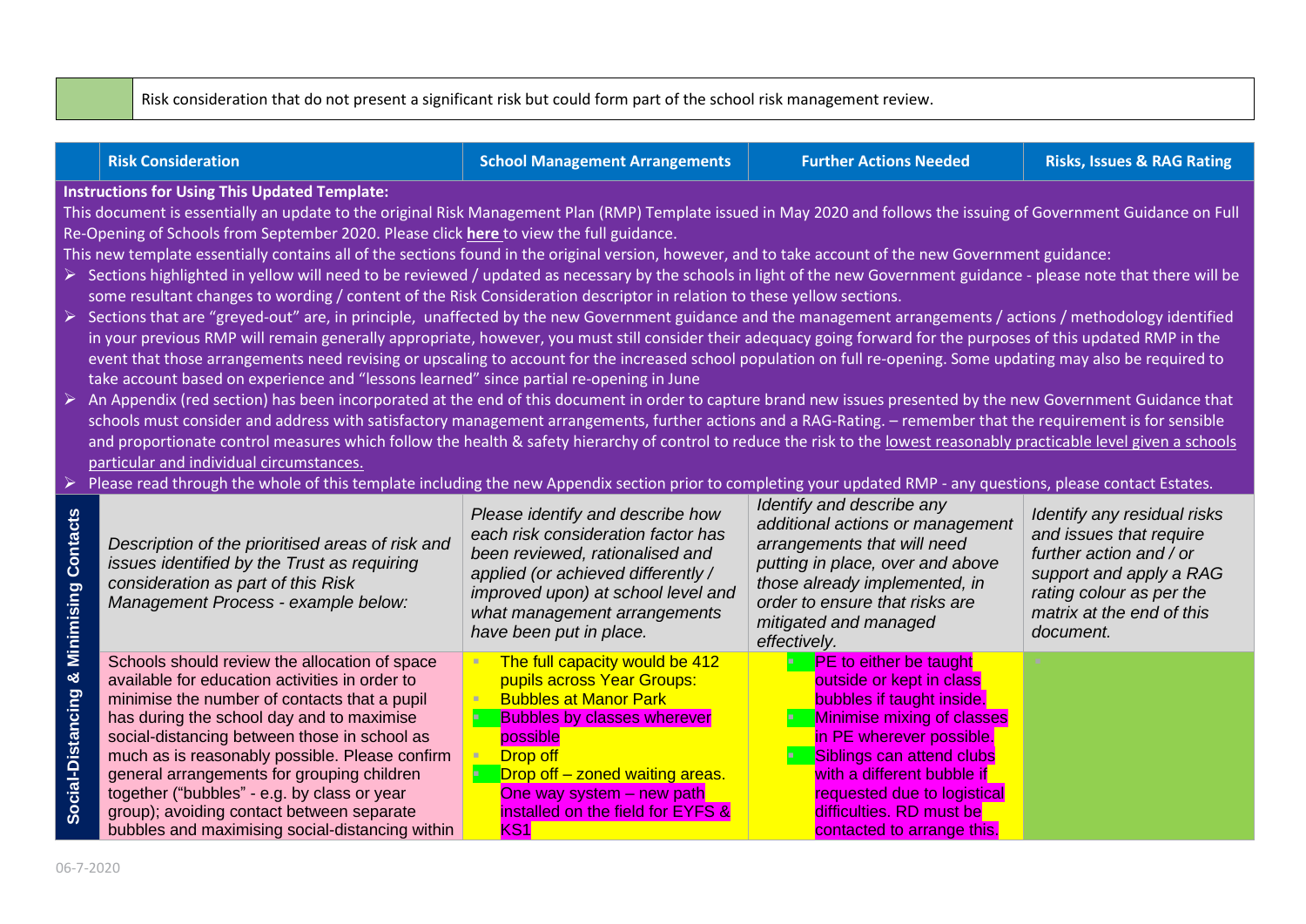| | Risk consideration that do not present a significant risk but could form part of the school risk management review. |
|---|---|

| | Risk Consideration | School Management Arrangements | Further Actions Needed | Risks, Issues & RAG Rating |
|---|---|---|---|---|
| | **Instructions for Using This Updated Template:** This document is essentially an update to the original Risk Management Plan (RMP) Template issued in May 2020 and follows the issuing of Government Guidance on Full Re-Opening of Schools from September 2020. Please click **here** to view the full guidance. This new template essentially contains all of the sections found in the original version, however, and to take account of the new Government guidance: ➢ Sections highlighted in yellow will need to be reviewed / updated as necessary by the schools in light of the new Government guidance - please note that there will be some resultant changes to wording / content of the Risk Consideration descriptor in relation to these yellow sections. ➢ Sections that are "greyed-out" are, in principle, unaffected by the new Government guidance and the management arrangements / actions / methodology identified in your previous RMP will remain generally appropriate, however, you must still consider their adequacy going forward for the purposes of this updated RMP in the event that those arrangements need revising or upscaling to account for the increased school population on full re-opening. Some updating may also be required to take account based on experience and "lessons learned" since partial re-opening in June ➢ An Appendix (red section) has been incorporated at the end of this document in order to capture brand new issues presented by the new Government Guidance that schools must consider and address with satisfactory management arrangements, further actions and a RAG-Rating. – remember that the requirement is for sensible and proportionate control measures which follow the health & safety hierarchy of control to reduce the risk to the lowest reasonably practicable level given a schools particular and individual circumstances. ➢ Please read through the whole of this template including the new Appendix section prior to completing your updated RMP - any questions, please contact Estates. | | | |
| **Social-Distancing & Minimising Contacts** | *Description of the prioritised areas of risk and issues identified by the Trust as requiring consideration as part of this Risk Management Process - example below:* | *Please identify and describe how each risk consideration factor has been reviewed, rationalised and applied (or achieved differently / improved upon) at school level and what management arrangements have been put in place.* | *Identify and describe any additional actions or management arrangements that will need putting in place, over and above those already implemented, in order to ensure that risks are mitigated and managed effectively.* | *Identify any residual risks and issues that require further action and / or support and apply a RAG rating colour as per the matrix at the end of this document.* |
| | Schools should review the allocation of space available for education activities in order to minimise the number of contacts that a pupil has during the school day and to maximise social-distancing between those in school as much as is reasonably possible. Please confirm general arrangements for grouping children together ("bubbles" - e.g. by class or year group); avoiding contact between separate bubbles and maximising social-distancing within | ▪ The full capacity would be 412 pupils across Year Groups:<br>▪ Bubbles at Manor Park<br>▪ Bubbles by classes wherever possible<br>▪ Drop off<br>▪ Drop off – zoned waiting areas. One way system – new path installed on the field for EYFS & KS1 | ▪ PE to either be taught outside or kept in class bubbles if taught inside.<br>▪ Minimise mixing of classes in PE wherever possible.<br>▪ Siblings can attend clubs with a different bubble if requested due to logistical difficulties. RD must be contacted to arrange this. | |

06-7-2020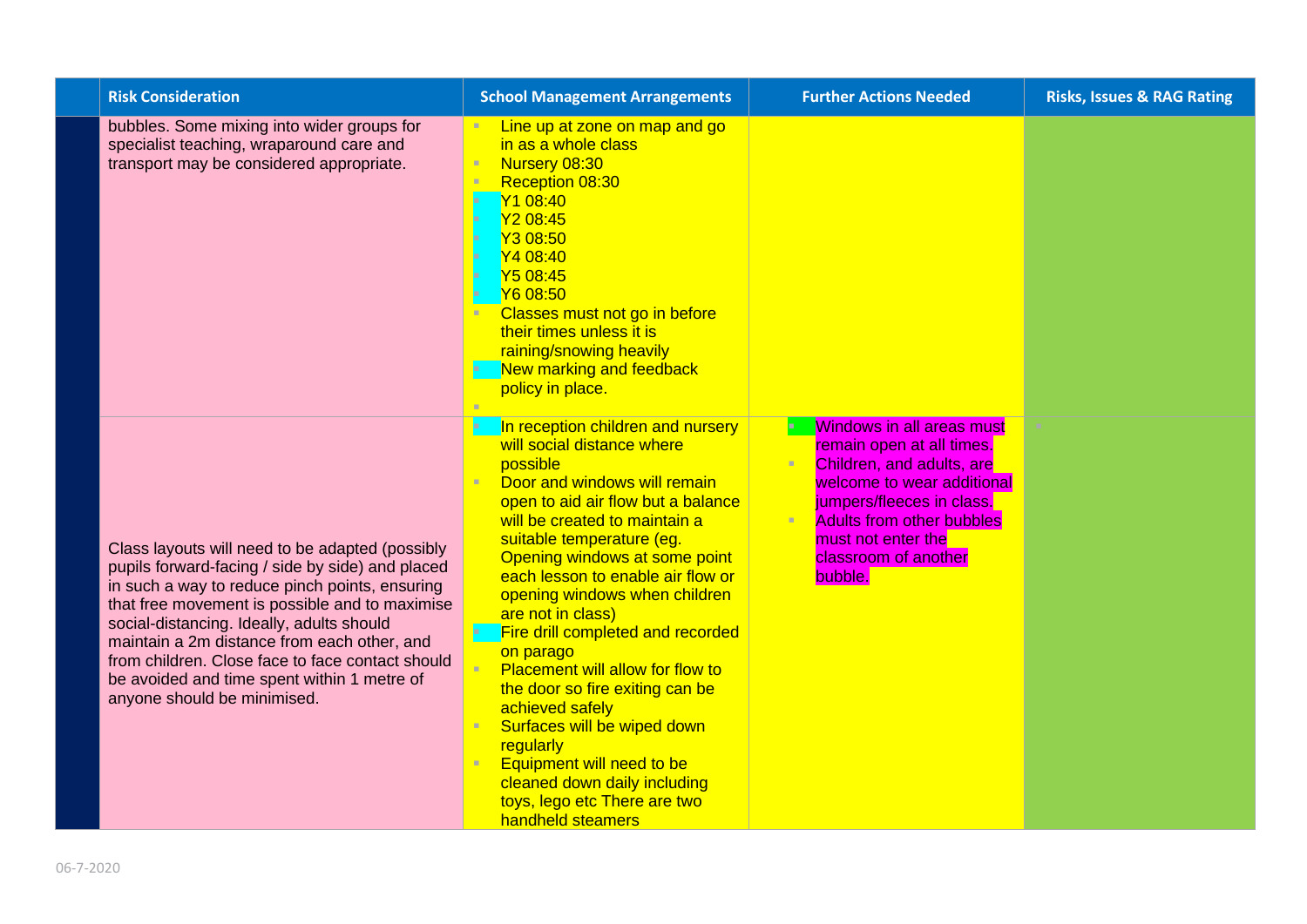| | Risk Consideration | School Management Arrangements | Further Actions Needed | Risks, Issues & RAG Rating |
|---|---|---|---|---|
| | bubbles. Some mixing into wider groups for specialist teaching, wraparound care and transport may be considered appropriate. | - Line up at zone on map and go in as a whole class<br>- Nursery 08:30<br>- Reception 08:30<br>- Y1 08:40<br>- Y2 08:45<br>- Y3 08:50<br>- Y4 08:40<br>- Y5 08:45<br>- Y6 08:50<br>- Classes must not go in before their times unless it is raining/snowing heavily<br>- New marking and feedback policy in place. | | |
| | Class layouts will need to be adapted (possibly pupils forward-facing / side by side) and placed in such a way to reduce pinch points, ensuring that free movement is possible and to maximise social-distancing. Ideally, adults should maintain a 2m distance from each other, and from children. Close face to face contact should be avoided and time spent within 1 metre of anyone should be minimised. | - In reception children and nursery will social distance where possible<br>- Door and windows will remain open to aid air flow but a balance will be created to maintain a suitable temperature (eg. Opening windows at some point each lesson to enable air flow or opening windows when children are not in class)<br>- Fire drill completed and recorded on parago<br>- Placement will allow for flow to the door so fire exiting can be achieved safely<br>- Surfaces will be wiped down regularly<br>- Equipment will need to be cleaned down daily including toys, lego etc There are two handheld steamers | - Windows in all areas must remain open at all times.<br>- Children, and adults, are welcome to wear additional jumpers/fleeces in class.<br>- Adults from other bubbles must not enter the classroom of another bubble. | |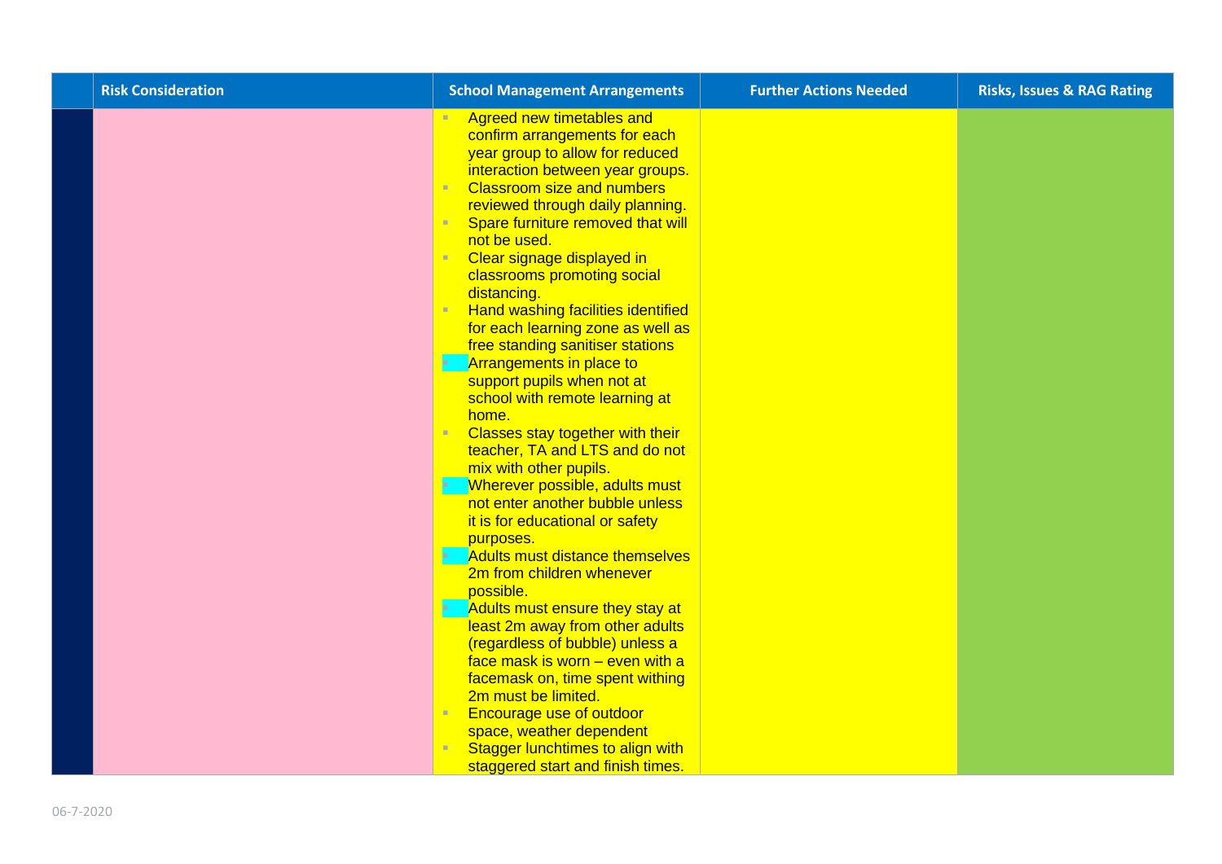| | Risk Consideration | School Management Arrangements | Further Actions Needed | Risks, Issues & RAG Rating |
|---|---|---|---|---|
| | | - Agreed new timetables and confirm arrangements for each year group to allow for reduced interaction between year groups.<br>- Classroom size and numbers reviewed through daily planning.<br>- Spare furniture removed that will not be used.<br>- Clear signage displayed in classrooms promoting social distancing.<br>- Hand washing facilities identified for each learning zone as well as free standing sanitiser stations<br>- Arrangements in place to support pupils when not at school with remote learning at home.<br>- Classes stay together with their teacher, TA and LTS and do not mix with other pupils.<br>- Wherever possible, adults must not enter another bubble unless it is for educational or safety purposes.<br>- Adults must distance themselves 2m from children whenever possible.<br>- Adults must ensure they stay at least 2m away from other adults (regardless of bubble) unless a face mask is worn – even with a facemask on, time spent withing 2m must be limited.<br>- Encourage use of outdoor space, weather dependent<br>- Stagger lunchtimes to align with staggered start and finish times. | | |

06-7-2020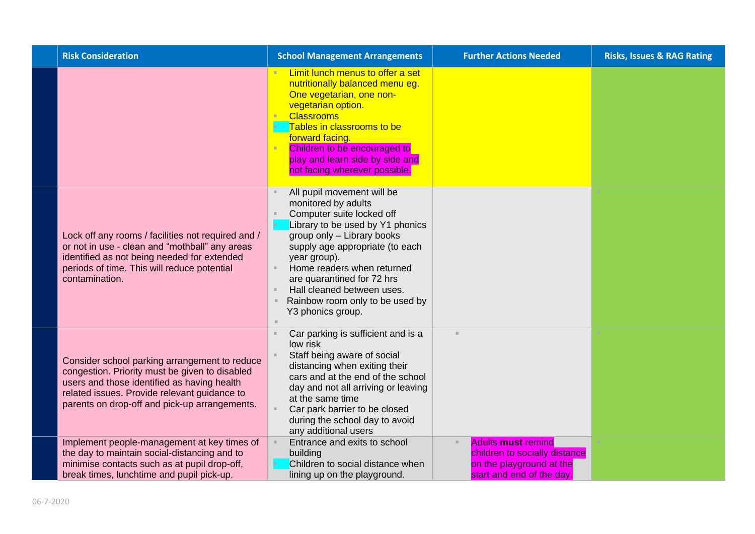| | Risk Consideration | School Management Arrangements | Further Actions Needed | Risks, Issues & RAG Rating |
|---|---|---|---|---|
| | | ▪ Limit lunch menus to offer a set nutritionally balanced menu eg. One vegetarian, one non-vegetarian option.<br>▪ Classrooms<br>▪ Tables in classrooms to be forward facing.<br>▪ Children to be encouraged to play and learn side by side and not facing wherever possible. | | |
| | Lock off any rooms / facilities not required and / or not in use - clean and "mothball" any areas identified as not being needed for extended periods of time. This will reduce potential contamination. | ▪ All pupil movement will be monitored by adults<br>▪ Computer suite locked off<br>▪ Library to be used by Y1 phonics group only – Library books supply age appropriate (to each year group).<br>▪ Home readers when returned are quarantined for 72 hrs<br>▪ Hall cleaned between uses.<br>▪ Rainbow room only to be used by Y3 phonics group.<br>▪ | | ▪ |
| | Consider school parking arrangement to reduce congestion. Priority must be given to disabled users and those identified as having health related issues. Provide relevant guidance to parents on drop-off and pick-up arrangements. | ▪ Car parking is sufficient and is a low risk<br>▪ Staff being aware of social distancing when exiting their cars and at the end of the school day and not all arriving or leaving at the same time<br>▪ Car park barrier to be closed during the school day to avoid any additional users | ▪ | ▪ |
| | Implement people-management at key times of the day to maintain social-distancing and to minimise contacts such as at pupil drop-off, break times, lunchtime and pupil pick-up. | ▪ Entrance and exits to school building<br>▪ Children to social distance when lining up on the playground. | ▪ Adults **must** remind children to socially distance on the playground at the start and end of the day. | ▪ |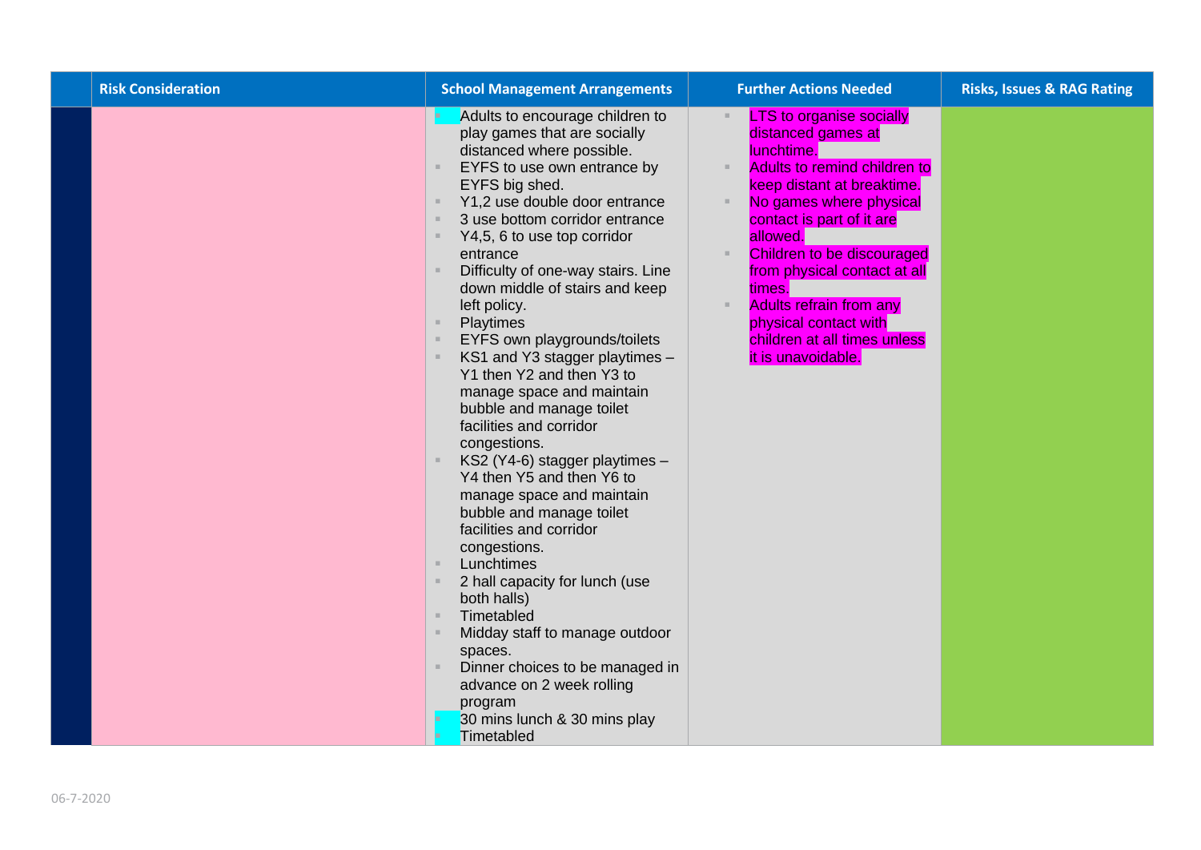| | Risk Consideration | School Management Arrangements | Further Actions Needed | Risks, Issues & RAG Rating |
|---|---|---|---|---|
| | | ▪ Adults to encourage children to play games that are socially distanced where possible.<br>▪ EYFS to use own entrance by EYFS big shed.<br>▪ Y1,2 use double door entrance<br>▪ 3 use bottom corridor entrance<br>▪ Y4,5, 6 to use top corridor entrance<br>▪ Difficulty of one-way stairs. Line down middle of stairs and keep left policy.<br>▪ Playtimes<br>▪ EYFS own playgrounds/toilets<br>▪ KS1 and Y3 stagger playtimes – Y1 then Y2 and then Y3 to manage space and maintain bubble and manage toilet facilities and corridor congestions.<br>▪ KS2 (Y4-6) stagger playtimes – Y4 then Y5 and then Y6 to manage space and maintain bubble and manage toilet facilities and corridor congestions.<br>▪ Lunchtimes<br>▪ 2 hall capacity for lunch (use both halls)<br>▪ Timetabled<br>▪ Midday staff to manage outdoor spaces.<br>▪ Dinner choices to be managed in advance on 2 week rolling program<br>▪ 30 mins lunch & 30 mins play<br>▪ Timetabled | ▪ LTS to organise socially distanced games at lunchtime.<br>▪ Adults to remind children to keep distant at breaktime.<br>▪ No games where physical contact is part of it are allowed.<br>▪ Children to be discouraged from physical contact at all times.<br>▪ Adults refrain from any physical contact with children at all times unless it is unavoidable. | |

06-7-2020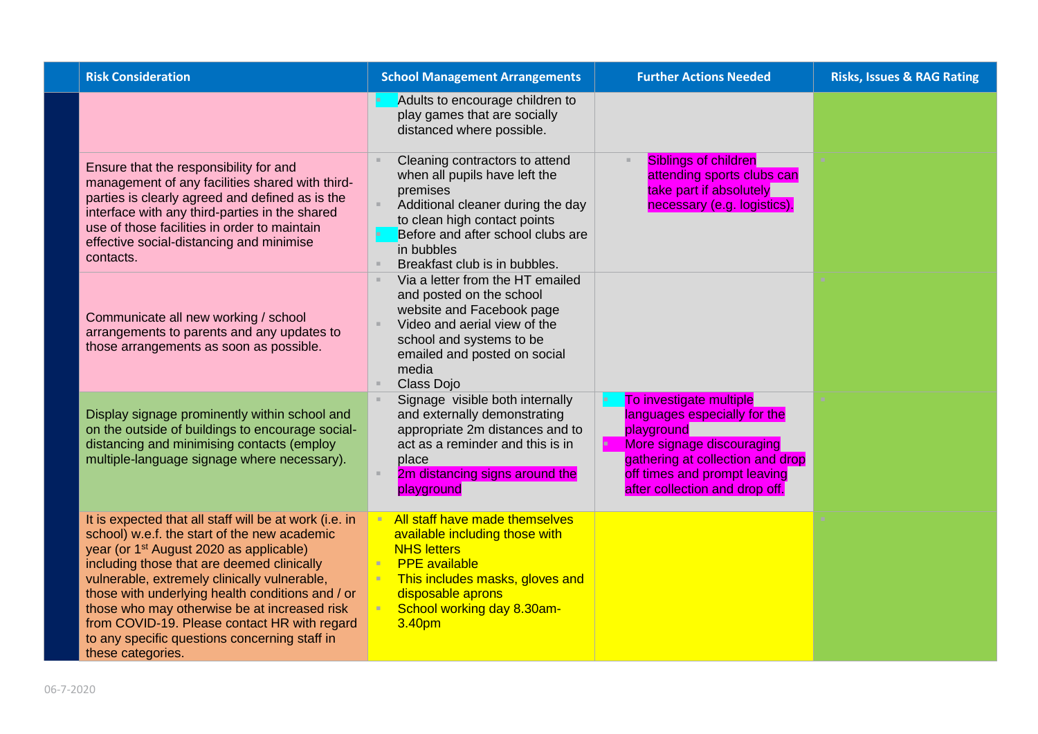| Risk Consideration | School Management Arrangements | Further Actions Needed | Risks, Issues & RAG Rating |
|---|---|---|---|
| | Adults to encourage children to play games that are socially distanced where possible. | | |
| Ensure that the responsibility for and management of any facilities shared with third-parties is clearly agreed and defined as is the interface with any third-parties in the shared use of those facilities in order to maintain effective social-distancing and minimise contacts. | Cleaning contractors to attend when all pupils have left the premises<br>Additional cleaner during the day to clean high contact points<br>Before and after school clubs are in bubbles<br>Breakfast club is in bubbles. | Siblings of children attending sports clubs can take part if absolutely necessary (e.g. logistics). | |
| Communicate all new working / school arrangements to parents and any updates to those arrangements as soon as possible. | Via a letter from the HT emailed and posted on the school website and Facebook page<br>Video and aerial view of the school and systems to be emailed and posted on social media<br>Class Dojo | | |
| Display signage prominently within school and on the outside of buildings to encourage social-distancing and minimising contacts (employ multiple-language signage where necessary). | Signage visible both internally and externally demonstrating appropriate 2m distances and to act as a reminder and this is in place<br>2m distancing signs around the playground | To investigate multiple languages especially for the playground<br>More signage discouraging gathering at collection and drop off times and prompt leaving after collection and drop off. | |
| It is expected that all staff will be at work (i.e. in school) w.e.f. the start of the new academic year (or 1st August 2020 as applicable) including those that are deemed clinically vulnerable, extremely clinically vulnerable, those with underlying health conditions and / or those who may otherwise be at increased risk from COVID-19. Please contact HR with regard to any specific questions concerning staff in these categories. | All staff have made themselves available including those with NHS letters<br>PPE available<br>This includes masks, gloves and disposable aprons<br>School working day 8.30am-3.40pm | | |

06-7-2020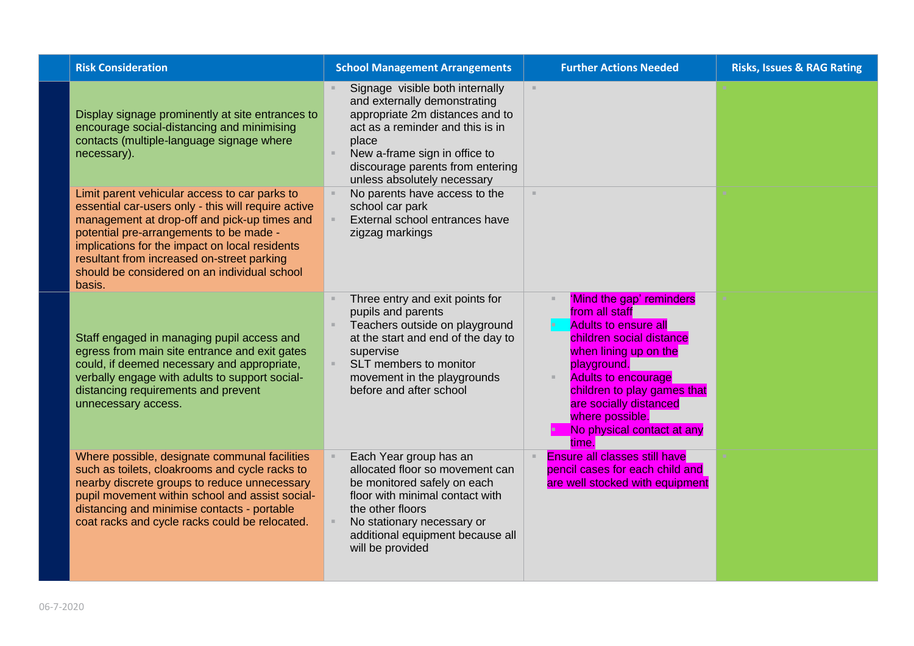|  | Risk Consideration | School Management Arrangements | Further Actions Needed | Risks, Issues & RAG Rating |
|---|---|---|---|---|
|  | Display signage prominently at site entrances to encourage social-distancing and minimising contacts (multiple-language signage where necessary). | • Signage visible both internally and externally demonstrating appropriate 2m distances and to act as a reminder and this is in place<br>• New a-frame sign in office to discourage parents from entering unless absolutely necessary |  |  |
|  | Limit parent vehicular access to car parks to essential car-users only - this will require active management at drop-off and pick-up times and potential pre-arrangements to be made - implications for the impact on local residents resultant from increased on-street parking should be considered on an individual school basis. | • No parents have access to the school car park<br>• External school entrances have zigzag markings |  |  |
|  | Staff engaged in managing pupil access and egress from main site entrance and exit gates could, if deemed necessary and appropriate, verbally engage with adults to support social-distancing requirements and prevent unnecessary access. | • Three entry and exit points for pupils and parents<br>• Teachers outside on playground at the start and end of the day to supervise<br>• SLT members to monitor movement in the playgrounds before and after school | • 'Mind the gap' reminders from all staff<br>• Adults to ensure all children social distance when lining up on the playground.<br>• Adults to encourage children to play games that are socially distanced where possible.<br>• No physical contact at any time. |  |
|  | Where possible, designate communal facilities such as toilets, cloakrooms and cycle racks to nearby discrete groups to reduce unnecessary pupil movement within school and assist social-distancing and minimise contacts - portable coat racks and cycle racks could be relocated. | • Each Year group has an allocated floor so movement can be monitored safely on each floor with minimal contact with the other floors<br>• No stationary necessary or additional equipment because all will be provided | • Ensure all classes still have pencil cases for each child and are well stocked with equipment |  |

06-7-2020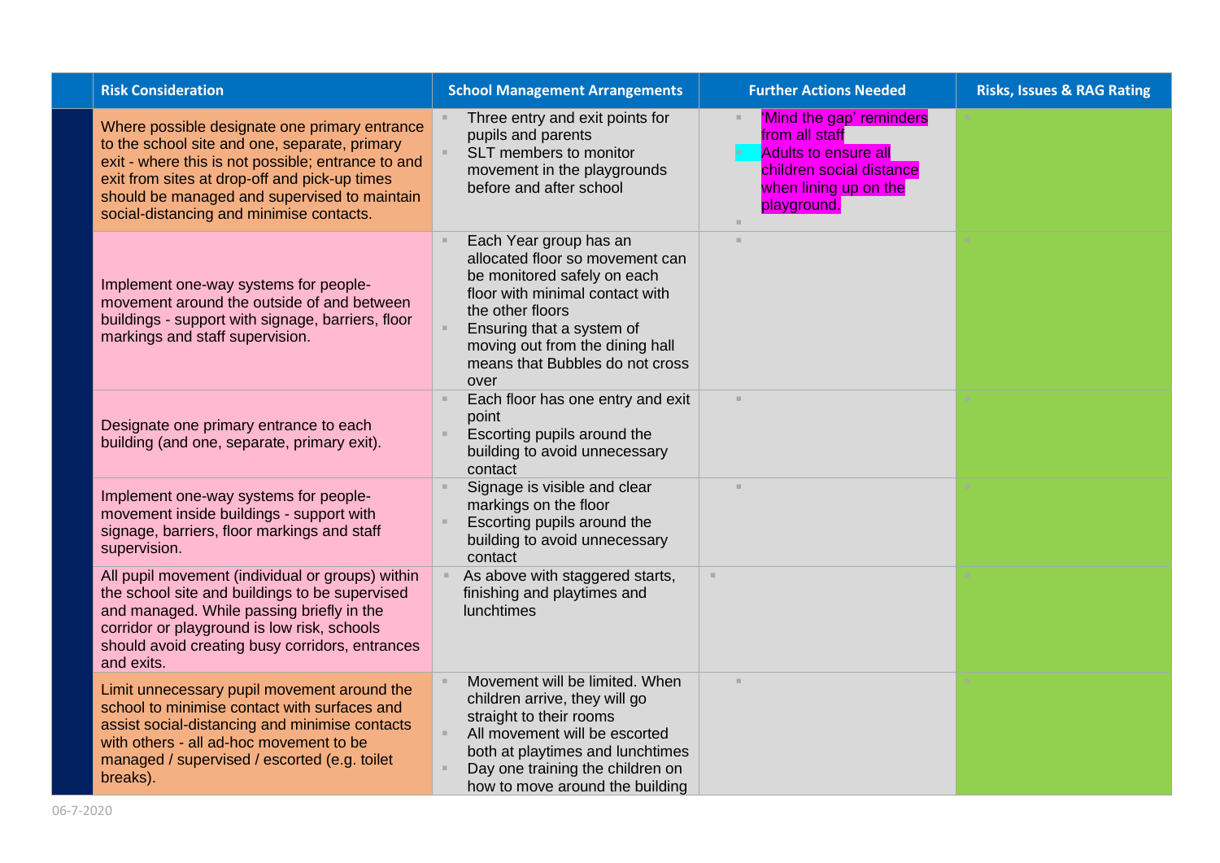| | Risk Consideration | School Management Arrangements | Further Actions Needed | Risks, Issues & RAG Rating |
|---|---|---|---|---|
| | Where possible designate one primary entrance to the school site and one, separate, primary exit - where this is not possible; entrance to and exit from sites at drop-off and pick-up times should be managed and supervised to maintain social-distancing and minimise contacts. | - Three entry and exit points for pupils and parents<br>- SLT members to monitor movement in the playgrounds before and after school | - 'Mind the gap' reminders from all staff<br>- Adults to ensure all children social distance when lining up on the playground. | |
| | Implement one-way systems for people-movement around the outside of and between buildings - support with signage, barriers, floor markings and staff supervision. | - Each Year group has an allocated floor so movement can be monitored safely on each floor with minimal contact with the other floors<br>- Ensuring that a system of moving out from the dining hall means that Bubbles do not cross over | | |
| | Designate one primary entrance to each building (and one, separate, primary exit). | - Each floor has one entry and exit point<br>- Escorting pupils around the building to avoid unnecessary contact | | |
| | Implement one-way systems for people-movement inside buildings - support with signage, barriers, floor markings and staff supervision. | - Signage is visible and clear markings on the floor<br>- Escorting pupils around the building to avoid unnecessary contact | | |
| | All pupil movement (individual or groups) within the school site and buildings to be supervised and managed. While passing briefly in the corridor or playground is low risk, schools should avoid creating busy corridors, entrances and exits. | - As above with staggered starts, finishing and playtimes and lunchtimes | | |
| | Limit unnecessary pupil movement around the school to minimise contact with surfaces and assist social-distancing and minimise contacts with others - all ad-hoc movement to be managed / supervised / escorted (e.g. toilet breaks). | - Movement will be limited. When children arrive, they will go straight to their rooms<br>- All movement will be escorted both at playtimes and lunchtimes<br>- Day one training the children on how to move around the building | | |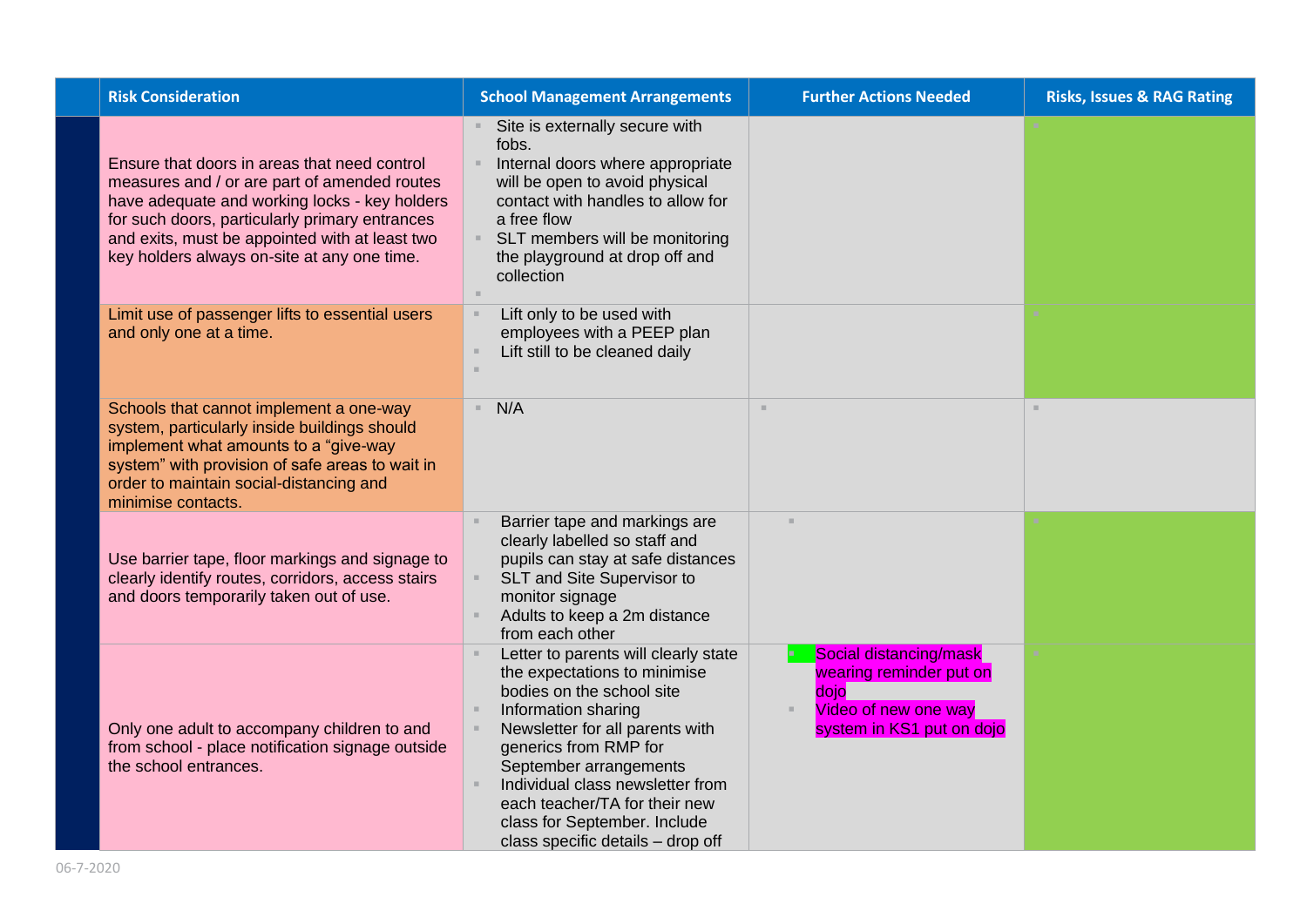| Risk Consideration | School Management Arrangements | Further Actions Needed | Risks, Issues & RAG Rating |
|---|---|---|---|
| Ensure that doors in areas that need control measures and / or are part of amended routes have adequate and working locks - key holders for such doors, particularly primary entrances and exits, must be appointed with at least two key holders always on-site at any one time. | Site is externally secure with fobs.<br>Internal doors where appropriate will be open to avoid physical contact with handles to allow for a free flow<br>SLT members will be monitoring the playground at drop off and collection | | |
| Limit use of passenger lifts to essential users and only one at a time. | Lift only to be used with employees with a PEEP plan<br>Lift still to be cleaned daily | | |
| Schools that cannot implement a one-way system, particularly inside buildings should implement what amounts to a "give-way system" with provision of safe areas to wait in order to maintain social-distancing and minimise contacts. | N/A | | |
| Use barrier tape, floor markings and signage to clearly identify routes, corridors, access stairs and doors temporarily taken out of use. | Barrier tape and markings are clearly labelled so staff and pupils can stay at safe distances<br>SLT and Site Supervisor to monitor signage<br>Adults to keep a 2m distance from each other | | |
| Only one adult to accompany children to and from school - place notification signage outside the school entrances. | Letter to parents will clearly state the expectations to minimise bodies on the school site<br>Information sharing<br>Newsletter for all parents with generics from RMP for September arrangements<br>Individual class newsletter from each teacher/TA for their new class for September. Include class specific details – drop off | Social distancing/mask wearing reminder put on dojo<br>Video of new one way system in KS1 put on dojo | |

06-7-2020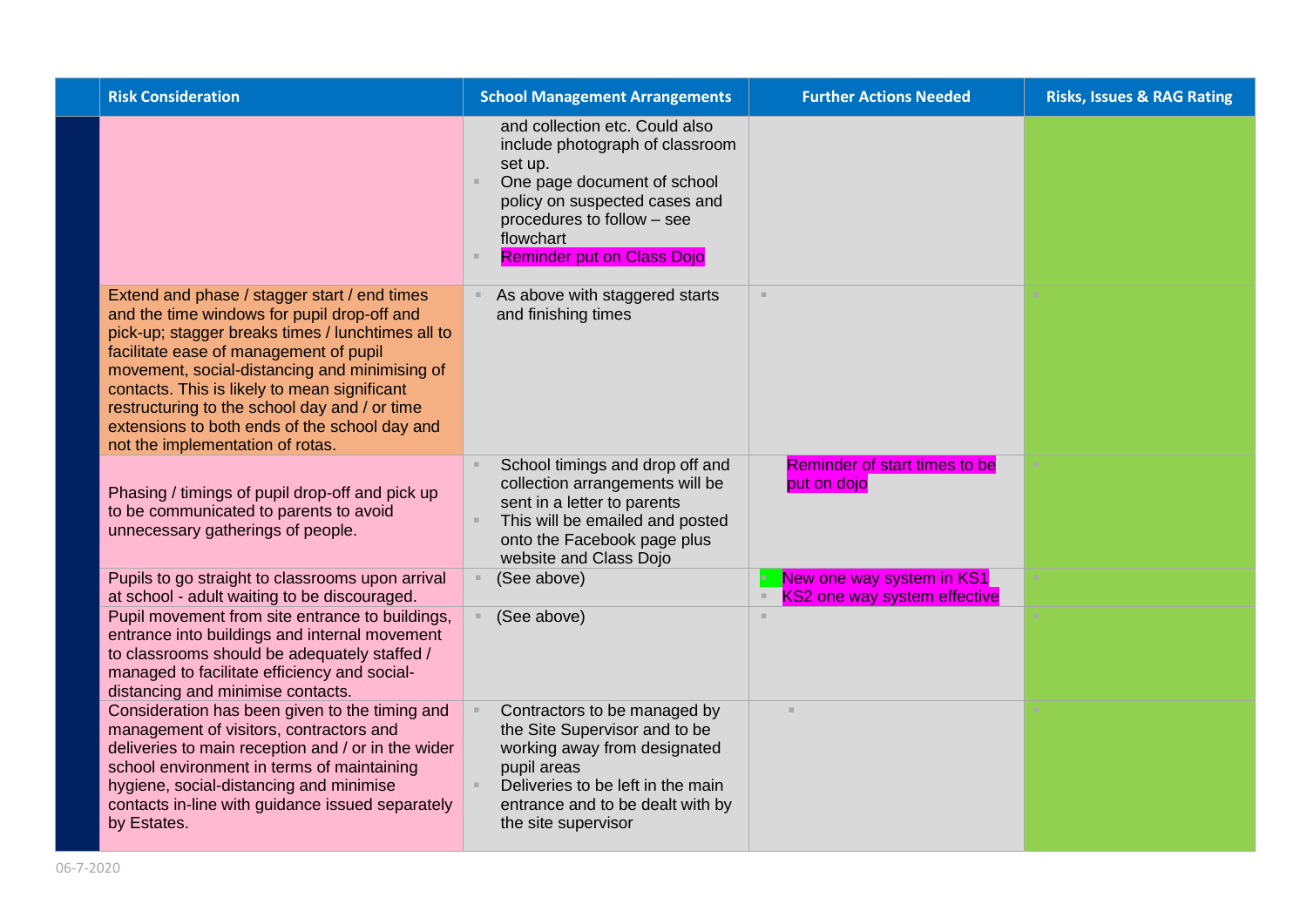| | Risk Consideration | School Management Arrangements | Further Actions Needed | Risks, Issues & RAG Rating |
|---|---|---|---|---|
| | | and collection etc. Could also include photograph of classroom set up.<br>▪ One page document of school policy on suspected cases and procedures to follow – see flowchart<br>▪ Reminder put on Class Dojo | | |
| | Extend and phase / stagger start / end times and the time windows for pupil drop-off and pick-up; stagger breaks times / lunchtimes all to facilitate ease of management of pupil movement, social-distancing and minimising of contacts. This is likely to mean significant restructuring to the school day and / or time extensions to both ends of the school day and not the implementation of rotas. | ▪ As above with staggered starts and finishing times | ▪ | ▪ |
| | Phasing / timings of pupil drop-off and pick up to be communicated to parents to avoid unnecessary gatherings of people. | ▪ School timings and drop off and collection arrangements will be sent in a letter to parents<br>▪ This will be emailed and posted onto the Facebook page plus website and Class Dojo | Reminder of start times to be put on dojo | ▪ |
| | Pupils to go straight to classrooms upon arrival at school - adult waiting to be discouraged. | ▪ (See above) | ▪ New one way system in KS1<br>▪ KS2 one way system effective | ▪ |
| | Pupil movement from site entrance to buildings, entrance into buildings and internal movement to classrooms should be adequately staffed / managed to facilitate efficiency and social-distancing and minimise contacts. | ▪ (See above) | ▪ | ▪ |
| | Consideration has been given to the timing and management of visitors, contractors and deliveries to main reception and / or in the wider school environment in terms of maintaining hygiene, social-distancing and minimise contacts in-line with guidance issued separately by Estates. | ▪ Contractors to be managed by the Site Supervisor and to be working away from designated pupil areas<br>▪ Deliveries to be left in the main entrance and to be dealt with by the site supervisor | ▪ | ▪ |

06-7-2020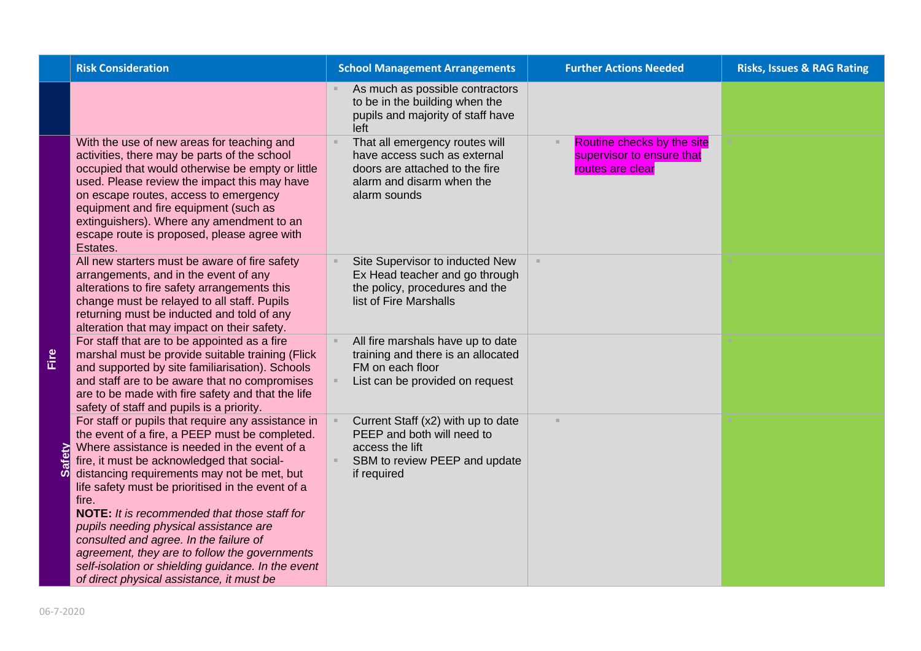| | Risk Consideration | School Management Arrangements | Further Actions Needed | Risks, Issues & RAG Rating |
|---|---|---|---|---|
| | | As much as possible contractors to be in the building when the pupils and majority of staff have left | | |
| Fire Safety | With the use of new areas for teaching and activities, there may be parts of the school occupied that would otherwise be empty or little used. Please review the impact this may have on escape routes, access to emergency equipment and fire equipment (such as extinguishers). Where any amendment to an escape route is proposed, please agree with Estates. | That all emergency routes will have access such as external doors are attached to the fire alarm and disarm when the alarm sounds | Routine checks by the site supervisor to ensure that routes are clear | |
| | All new starters must be aware of fire safety arrangements, and in the event of any alterations to fire safety arrangements this change must be relayed to all staff. Pupils returning must be inducted and told of any alteration that may impact on their safety. | Site Supervisor to inducted New Ex Head teacher and go through the policy, procedures and the list of Fire Marshalls | | |
| | For staff that are to be appointed as a fire marshal must be provide suitable training (Flick and supported by site familiarisation). Schools and staff are to be aware that no compromises are to be made with fire safety and that the life safety of staff and pupils is a priority. | All fire marshals have up to date training and there is an allocated FM on each floor<br>List can be provided on request | | |
| | For staff or pupils that require any assistance in the event of a fire, a PEEP must be completed. Where assistance is needed in the event of a fire, it must be acknowledged that social-distancing requirements may not be met, but life safety must be prioritised in the event of a fire.<br>**NOTE:** *It is recommended that those staff for pupils needing physical assistance are consulted and agree. In the failure of agreement, they are to follow the governments self-isolation or shielding guidance. In the event of direct physical assistance, it must be* | Current Staff (x2) with up to date PEEP and both will need to access the lift<br>SBM to review PEEP and update if required | | |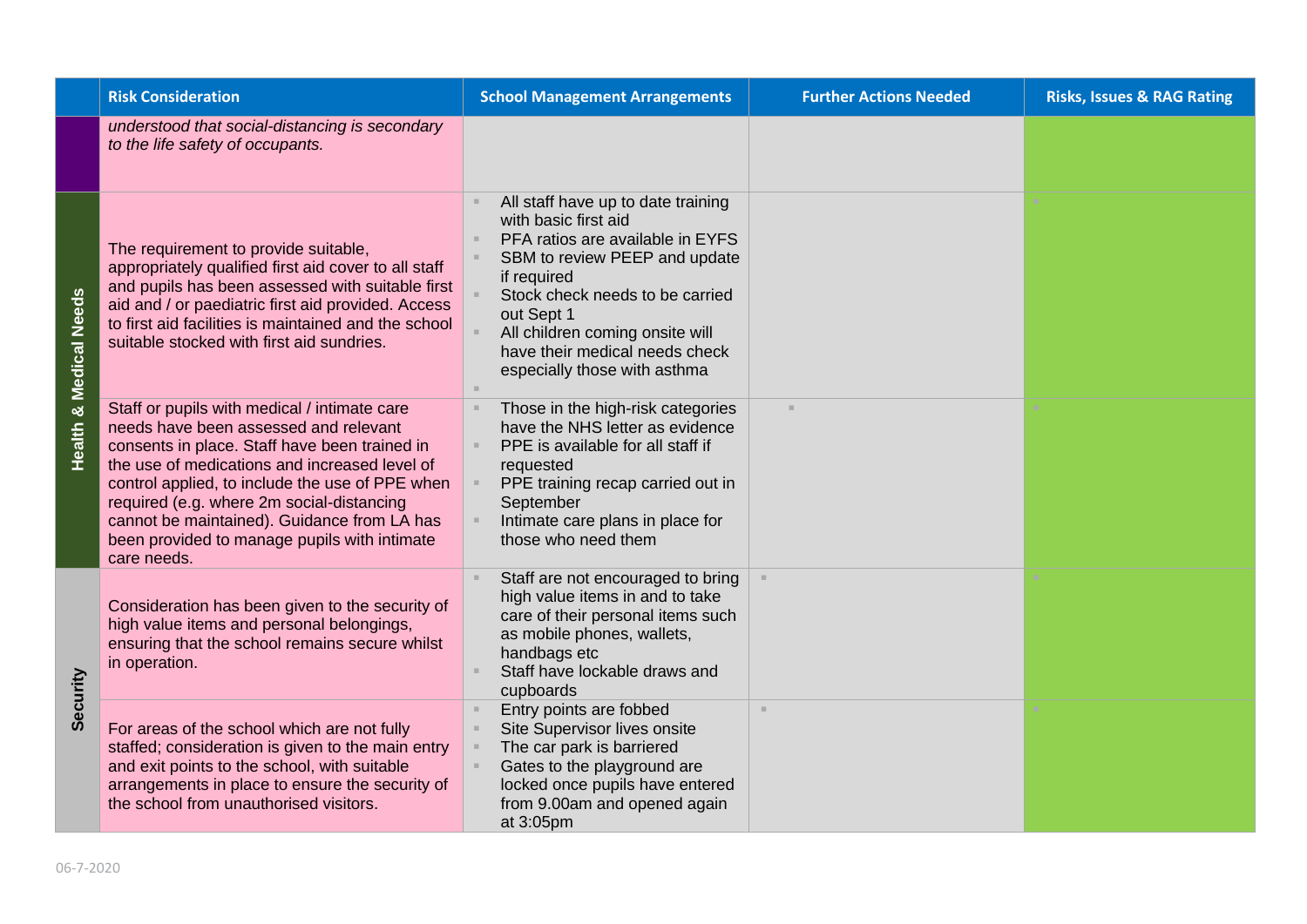| | Risk Consideration | School Management Arrangements | Further Actions Needed | Risks, Issues & RAG Rating |
|---|---|---|---|---|
| | *understood that social-distancing is secondary to the life safety of occupants.* | | | |
| Health & Medical Needs | The requirement to provide suitable, appropriately qualified first aid cover to all staff and pupils has been assessed with suitable first aid and / or paediatric first aid provided. Access to first aid facilities is maintained and the school suitable stocked with first aid sundries. | ▪ All staff have up to date training with basic first aid<br>▪ PFA ratios are available in EYFS<br>▪ SBM to review PEEP and update if required<br>▪ Stock check needs to be carried out Sept 1<br>▪ All children coming onsite will have their medical needs check especially those with asthma<br>▪ | | ▪ |
| | Staff or pupils with medical / intimate care needs have been assessed and relevant consents in place. Staff have been trained in the use of medications and increased level of control applied, to include the use of PPE when required (e.g. where 2m social-distancing cannot be maintained). Guidance from LA has been provided to manage pupils with intimate care needs. | ▪ Those in the high-risk categories have the NHS letter as evidence<br>▪ PPE is available for all staff if requested<br>▪ PPE training recap carried out in September<br>▪ Intimate care plans in place for those who need them | ▪ | ▪ |
| Security | Consideration has been given to the security of high value items and personal belongings, ensuring that the school remains secure whilst in operation. | ▪ Staff are not encouraged to bring high value items in and to take care of their personal items such as mobile phones, wallets, handbags etc<br>▪ Staff have lockable draws and cupboards | ▪ | ▪ |
| | For areas of the school which are not fully staffed; consideration is given to the main entry and exit points to the school, with suitable arrangements in place to ensure the security of the school from unauthorised visitors. | ▪ Entry points are fobbed<br>▪ Site Supervisor lives onsite<br>▪ The car park is barriered<br>▪ Gates to the playground are locked once pupils have entered from 9.00am and opened again at 3:05pm | ▪ | ▪ |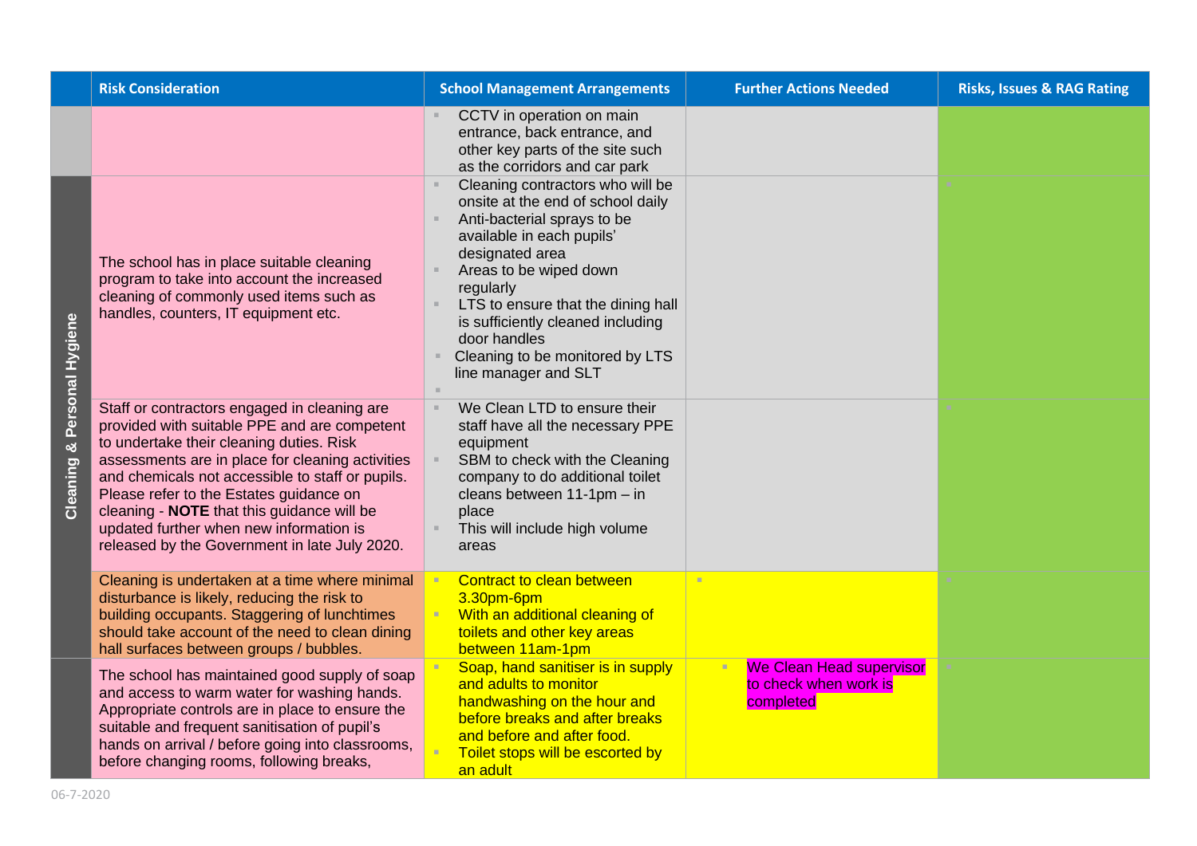| | Risk Consideration | School Management Arrangements | Further Actions Needed | Risks, Issues & RAG Rating |
|---|---|---|---|---|
| | | CCTV in operation on main entrance, back entrance, and other key parts of the site such as the corridors and car park | | |
| Cleaning & Personal Hygiene | The school has in place suitable cleaning program to take into account the increased cleaning of commonly used items such as handles, counters, IT equipment etc. | Cleaning contractors who will be onsite at the end of school daily<br>Anti-bacterial sprays to be available in each pupils' designated area<br>Areas to be wiped down regularly<br>LTS to ensure that the dining hall is sufficiently cleaned including door handles<br>Cleaning to be monitored by LTS line manager and SLT | | |
| | Staff or contractors engaged in cleaning are provided with suitable PPE and are competent to undertake their cleaning duties. Risk assessments are in place for cleaning activities and chemicals not accessible to staff or pupils. Please refer to the Estates guidance on cleaning - **NOTE** that this guidance will be updated further when new information is released by the Government in late July 2020. | We Clean LTD to ensure their staff have all the necessary PPE equipment<br>SBM to check with the Cleaning company to do additional toilet cleans between 11-1pm – in place<br>This will include high volume areas | | |
| | Cleaning is undertaken at a time where minimal disturbance is likely, reducing the risk to building occupants. Staggering of lunchtimes should take account of the need to clean dining hall surfaces between groups / bubbles. | Contract to clean between 3.30pm-6pm<br>With an additional cleaning of toilets and other key areas between 11am-1pm | | |
| | The school has maintained good supply of soap and access to warm water for washing hands. Appropriate controls are in place to ensure the suitable and frequent sanitisation of pupil's hands on arrival / before going into classrooms, before changing rooms, following breaks, | Soap, hand sanitiser is in supply and adults to monitor handwashing on the hour and before breaks and after breaks and before and after food.<br>Toilet stops will be escorted by an adult | We Clean Head supervisor to check when work is completed | |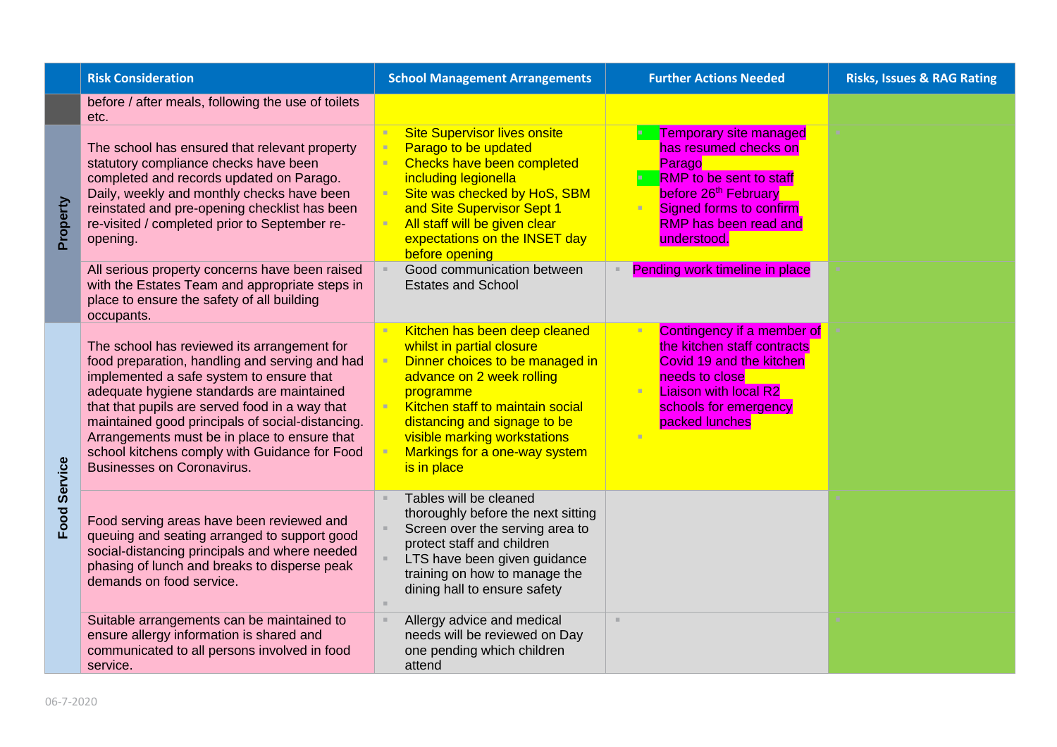| | Risk Consideration | School Management Arrangements | Further Actions Needed | Risks, Issues & RAG Rating |
|---|---|---|---|---|
| | before / after meals, following the use of toilets etc. | | | |
| Property | The school has ensured that relevant property statutory compliance checks have been completed and records updated on Parago. Daily, weekly and monthly checks have been reinstated and pre-opening checklist has been re-visited / completed prior to September re-opening. | Site Supervisor lives onsite<br>Parago to be updated<br>Checks have been completed including legionella<br>Site was checked by HoS, SBM and Site Supervisor Sept 1<br>All staff will be given clear expectations on the INSET day before opening | Temporary site managed has resumed checks on Parago<br>RMP to be sent to staff before 26th February<br>Signed forms to confirm RMP has been read and understood. | |
| | All serious property concerns have been raised with the Estates Team and appropriate steps in place to ensure the safety of all building occupants. | Good communication between Estates and School | Pending work timeline in place | |
| Food Service | The school has reviewed its arrangement for food preparation, handling and serving and had implemented a safe system to ensure that adequate hygiene standards are maintained that that pupils are served food in a way that maintained good principals of social-distancing. Arrangements must be in place to ensure that school kitchens comply with Guidance for Food Businesses on Coronavirus. | Kitchen has been deep cleaned whilst in partial closure<br>Dinner choices to be managed in advance on 2 week rolling programme<br>Kitchen staff to maintain social distancing and signage to be visible marking workstations<br>Markings for a one-way system is in place | Contingency if a member of the kitchen staff contracts Covid 19 and the kitchen needs to close<br>Liaison with local R2 schools for emergency packed lunches | |
| | Food serving areas have been reviewed and queuing and seating arranged to support good social-distancing principals and where needed phasing of lunch and breaks to disperse peak demands on food service. | Tables will be cleaned thoroughly before the next sitting<br>Screen over the serving area to protect staff and children<br>LTS have been given guidance training on how to manage the dining hall to ensure safety | | |
| | Suitable arrangements can be maintained to ensure allergy information is shared and communicated to all persons involved in food service. | Allergy advice and medical needs will be reviewed on Day one pending which children attend | | |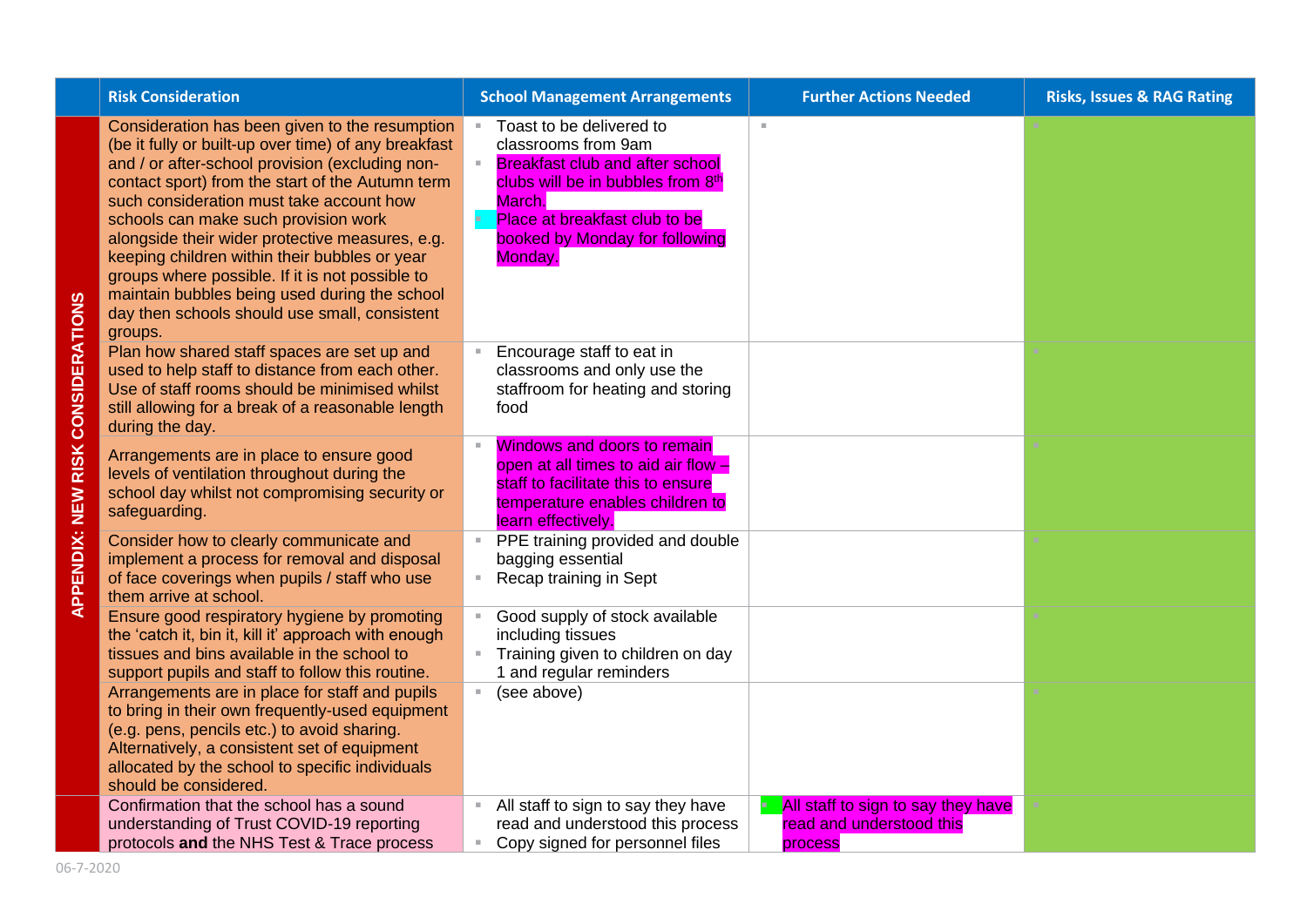| | Risk Consideration | School Management Arrangements | Further Actions Needed | Risks, Issues & RAG Rating |
|---|---|---|---|---|
| APPENDIX: NEW RISK CONSIDERATIONS | Consideration has been given to the resumption (be it fully or built-up over time) of any breakfast and / or after-school provision (excluding non-contact sport) from the start of the Autumn term such consideration must take account how schools can make such provision work alongside their wider protective measures, e.g. keeping children within their bubbles or year groups where possible. If it is not possible to maintain bubbles being used during the school day then schools should use small, consistent groups. | Toast to be delivered to classrooms from 9am<br>Breakfast club and after school clubs will be in bubbles from 8th March.<br>Place at breakfast club to be booked by Monday for following Monday. | | |
| | Plan how shared staff spaces are set up and used to help staff to distance from each other. Use of staff rooms should be minimised whilst still allowing for a break of a reasonable length during the day. | Encourage staff to eat in classrooms and only use the staffroom for heating and storing food | | |
| | Arrangements are in place to ensure good levels of ventilation throughout during the school day whilst not compromising security or safeguarding. | Windows and doors to remain open at all times to aid air flow – staff to facilitate this to ensure temperature enables children to learn effectively. | | |
| | Consider how to clearly communicate and implement a process for removal and disposal of face coverings when pupils / staff who use them arrive at school. | PPE training provided and double bagging essential<br>Recap training in Sept | | |
| | Ensure good respiratory hygiene by promoting the 'catch it, bin it, kill it' approach with enough tissues and bins available in the school to support pupils and staff to follow this routine. | Good supply of stock available including tissues<br>Training given to children on day 1 and regular reminders | | |
| | Arrangements are in place for staff and pupils to bring in their own frequently-used equipment (e.g. pens, pencils etc.) to avoid sharing. Alternatively, a consistent set of equipment allocated by the school to specific individuals should be considered. | (see above) | | |
| | Confirmation that the school has a sound understanding of Trust COVID-19 reporting protocols **and** the NHS Test & Trace process | All staff to sign to say they have read and understood this process<br>Copy signed for personnel files | All staff to sign to say they have read and understood this process | |

06-7-2020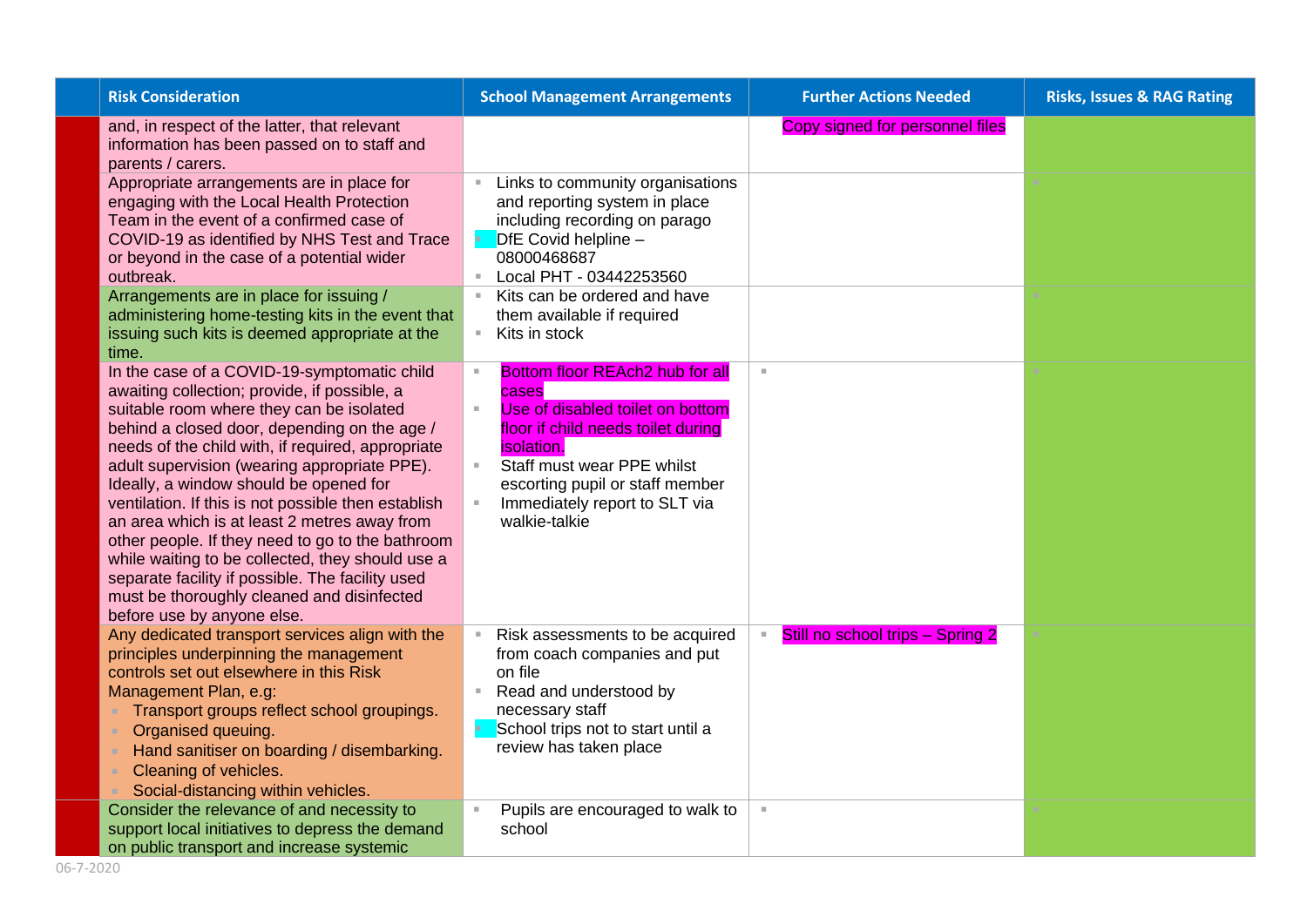| | Risk Consideration | School Management Arrangements | Further Actions Needed | Risks, Issues & RAG Rating |
|---|---|---|---|---|
| | and, in respect of the latter, that relevant information has been passed on to staff and parents / carers. | | Copy signed for personnel files | |
| | Appropriate arrangements are in place for engaging with the Local Health Protection Team in the event of a confirmed case of COVID-19 as identified by NHS Test and Trace or beyond in the case of a potential wider outbreak. | <ul><li>Links to community organisations and reporting system in place including recording on parago</li><li>DfE Covid helpline – 08000468687</li><li>Local PHT - 03442253560</li></ul> | | |
| | Arrangements are in place for issuing / administering home-testing kits in the event that issuing such kits is deemed appropriate at the time. | <ul><li>Kits can be ordered and have them available if required</li><li>Kits in stock</li></ul> | | |
| | In the case of a COVID-19-symptomatic child awaiting collection; provide, if possible, a suitable room where they can be isolated behind a closed door, depending on the age / needs of the child with, if required, appropriate adult supervision (wearing appropriate PPE). Ideally, a window should be opened for ventilation. If this is not possible then establish an area which is at least 2 metres away from other people. If they need to go to the bathroom while waiting to be collected, they should use a separate facility if possible. The facility used must be thoroughly cleaned and disinfected before use by anyone else. | <ul><li>Bottom floor REAch2 hub for all cases</li><li>Use of disabled toilet on bottom floor if child needs toilet during isolation.</li><li>Staff must wear PPE whilst escorting pupil or staff member</li><li>Immediately report to SLT via walkie-talkie</li></ul> | | |
| | Any dedicated transport services align with the principles underpinning the management controls set out elsewhere in this Risk Management Plan, e.g:<ul><li>Transport groups reflect school groupings.</li><li>Organised queuing.</li><li>Hand sanitiser on boarding / disembarking.</li><li>Cleaning of vehicles.</li><li>Social-distancing within vehicles.</li></ul> | <ul><li>Risk assessments to be acquired from coach companies and put on file</li><li>Read and understood by necessary staff</li><li>School trips not to start until a review has taken place</li></ul> | <ul><li>Still no school trips – Spring 2</li></ul> | |
| | Consider the relevance of and necessity to support local initiatives to depress the demand on public transport and increase systemic | <ul><li>Pupils are encouraged to walk to school</li></ul> | | |

06-7-2020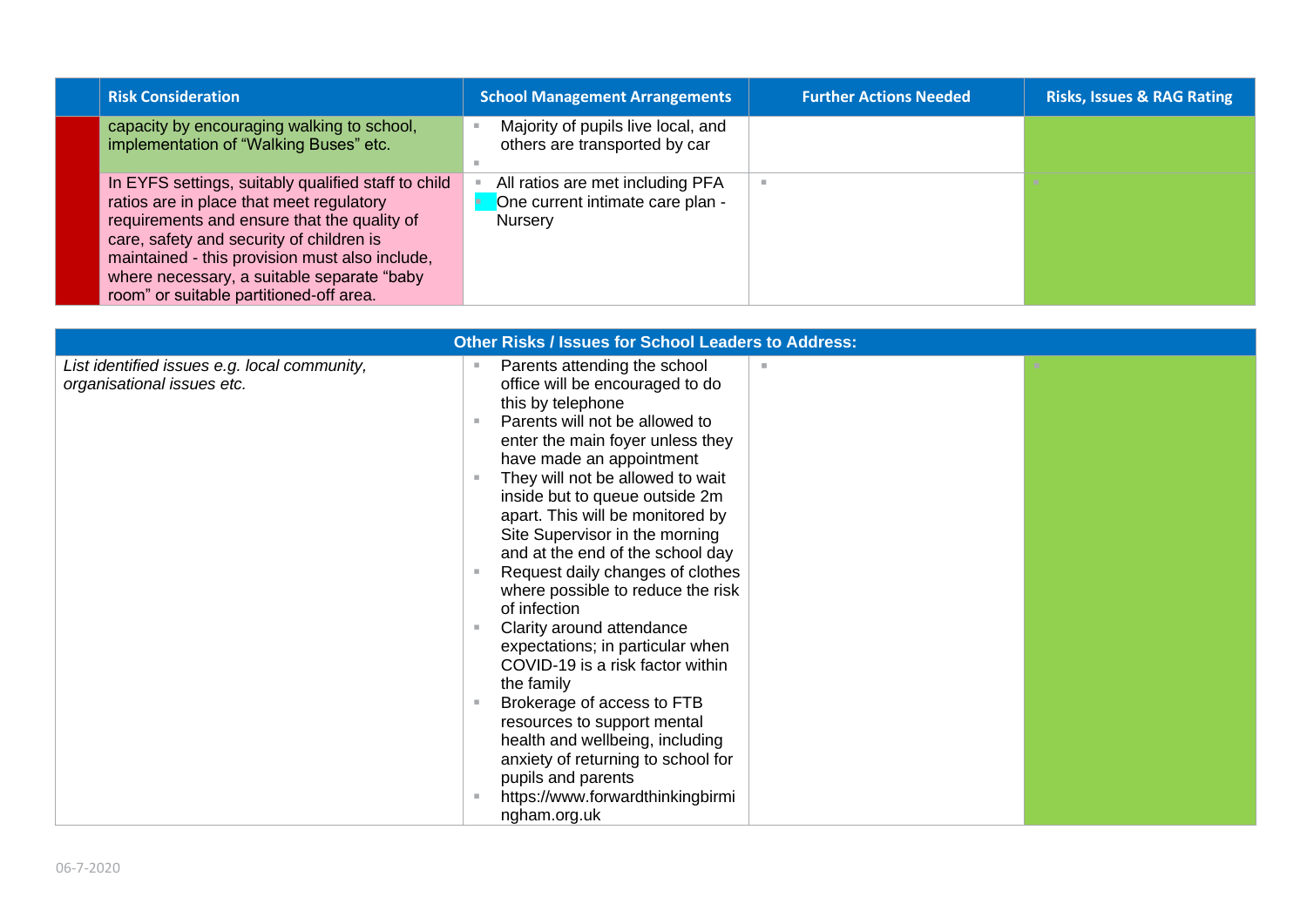| | Risk Consideration | School Management Arrangements | Further Actions Needed | Risks, Issues & RAG Rating |
|---|---|---|---|---|
| | capacity by encouraging walking to school, implementation of "Walking Buses" etc. | Majority of pupils live local, and others are transported by car | | |
| | In EYFS settings, suitably qualified staff to child ratios are in place that meet regulatory requirements and ensure that the quality of care, safety and security of children is maintained - this provision must also include, where necessary, a suitable separate "baby room" or suitable partitioned-off area. | All ratios are met including PFA<br>One current intimate care plan - Nursery | | |

| Other Risks / Issues for School Leaders to Address: | | | |
|---|---|---|---|
| *List identified issues e.g. local community, organisational issues etc.* | Parents attending the school office will be encouraged to do this by telephone<br>Parents will not be allowed to enter the main foyer unless they have made an appointment<br>They will not be allowed to wait inside but to queue outside 2m apart. This will be monitored by Site Supervisor in the morning and at the end of the school day<br>Request daily changes of clothes where possible to reduce the risk of infection<br>Clarity around attendance expectations; in particular when COVID-19 is a risk factor within the family<br>Brokerage of access to FTB resources to support mental health and wellbeing, including anxiety of returning to school for pupils and parents<br>https://www.forwardthinkingbirmingham.org.uk | | |

06-7-2020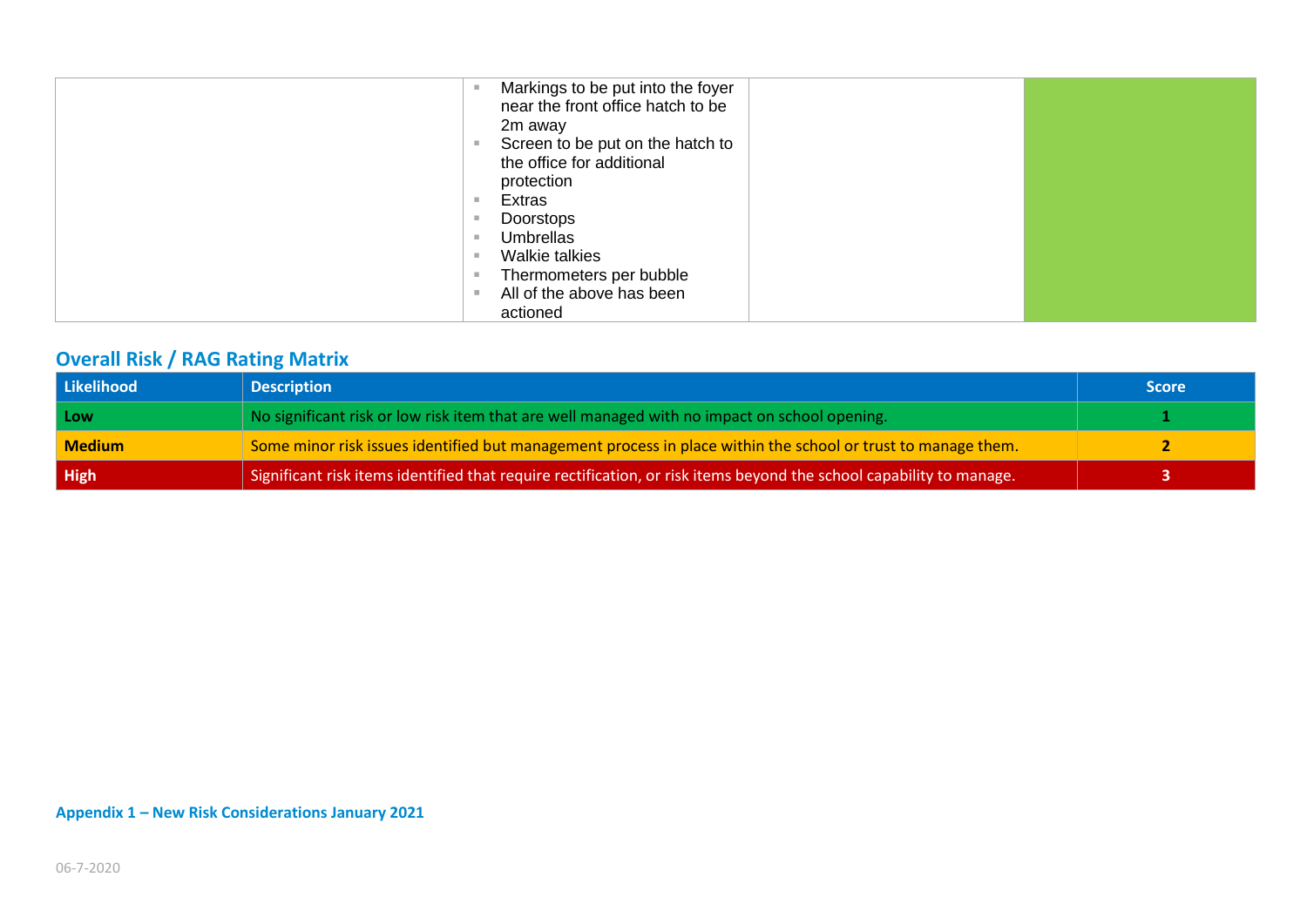| | | | |
|---|---|---|---|
| | ▪ Markings to be put into the foyer near the front office hatch to be 2m away<br>▪ Screen to be put on the hatch to the office for additional protection<br>▪ Extras<br>▪ Doorstops<br>▪ Umbrellas<br>▪ Walkie talkies<br>▪ Thermometers per bubble<br>▪ All of the above has been actioned | | |

## Overall Risk / RAG Rating Matrix

| Likelihood | Description | Score |
|---|---|---|
| **Low** | No significant risk or low risk item that are well managed with no impact on school opening. | **1** |
| **Medium** | Some minor risk issues identified but management process in place within the school or trust to manage them. | **2** |
| **High** | Significant risk items identified that require rectification, or risk items beyond the school capability to manage. | **3** |

**Appendix 1 – New Risk Considerations January 2021**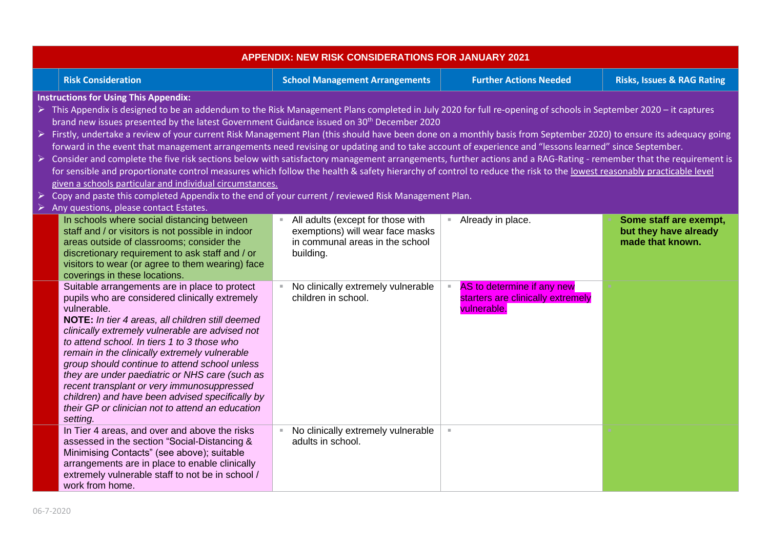| APPENDIX: NEW RISK CONSIDERATIONS FOR JANUARY 2021 | | | |
|---|---|---|---|
| **Risk Consideration** | **School Management Arrangements** | **Further Actions Needed** | **Risks, Issues & RAG Rating** |
| **Instructions for Using This Appendix:**<br>➢ This Appendix is designed to be an addendum to the Risk Management Plans completed in July 2020 for full re-opening of schools in September 2020 – it captures brand new issues presented by the latest Government Guidance issued on 30th December 2020<br>➢ Firstly, undertake a review of your current Risk Management Plan (this should have been done on a monthly basis from September 2020) to ensure its adequacy going forward in the event that management arrangements need revising or updating and to take account of experience and "lessons learned" since September.<br>➢ Consider and complete the five risk sections below with satisfactory management arrangements, further actions and a RAG-Rating - remember that the requirement is for sensible and proportionate control measures which follow the health & safety hierarchy of control to reduce the risk to the lowest reasonably practicable level given a schools particular and individual circumstances.<br>➢ Copy and paste this completed Appendix to the end of your current / reviewed Risk Management Plan.<br>➢ Any questions, please contact Estates. | | | |
| In schools where social distancing between staff and / or visitors is not possible in indoor areas outside of classrooms; consider the discretionary requirement to ask staff and / or visitors to wear (or agree to them wearing) face coverings in these locations. | All adults (except for those with exemptions) will wear face masks in communal areas in the school building. | Already in place. | **Some staff are exempt, but they have already made that known.** |
| Suitable arrangements are in place to protect pupils who are considered clinically extremely vulnerable.<br>**NOTE:** *In tier 4 areas, all children still deemed clinically extremely vulnerable are advised not to attend school. In tiers 1 to 3 those who remain in the clinically extremely vulnerable group should continue to attend school unless they are under paediatric or NHS care (such as recent transplant or very immunosuppressed children) and have been advised specifically by their GP or clinician not to attend an education setting.* | No clinically extremely vulnerable children in school. | AS to determine if any new starters are clinically extremely vulnerable. | |
| In Tier 4 areas, and over and above the risks assessed in the section "Social-Distancing & Minimising Contacts" (see above); suitable arrangements are in place to enable clinically extremely vulnerable staff to not be in school / work from home. | No clinically extremely vulnerable adults in school. | | |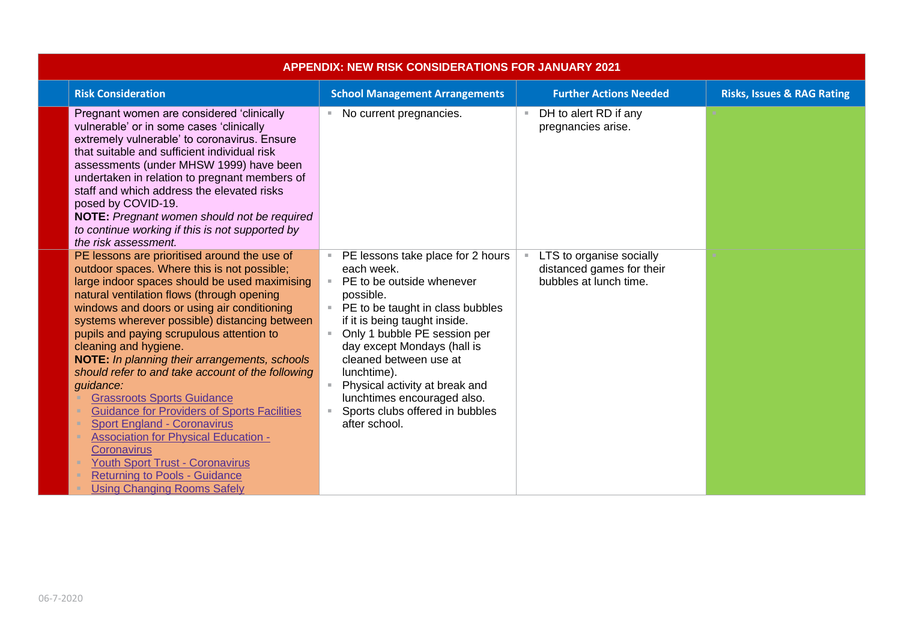| APPENDIX: NEW RISK CONSIDERATIONS FOR JANUARY 2021 | | | | |
|---|---|---|---|---|
| | **Risk Consideration** | **School Management Arrangements** | **Further Actions Needed** | **Risks, Issues & RAG Rating** |
| | Pregnant women are considered 'clinically vulnerable' or in some cases 'clinically extremely vulnerable' to coronavirus. Ensure that suitable and sufficient individual risk assessments (under MHSW 1999) have been undertaken in relation to pregnant members of staff and which address the elevated risks posed by COVID-19.<br>**NOTE:** *Pregnant women should not be required to continue working if this is not supported by the risk assessment.* | ▪ No current pregnancies. | ▪ DH to alert RD if any pregnancies arise. | |
| | PE lessons are prioritised around the use of outdoor spaces. Where this is not possible; large indoor spaces should be used maximising natural ventilation flows (through opening windows and doors or using air conditioning systems wherever possible) distancing between pupils and paying scrupulous attention to cleaning and hygiene.<br>**NOTE:** *In planning their arrangements, schools should refer to and take account of the following guidance:*<br>▪ Grassroots Sports Guidance<br>▪ Guidance for Providers of Sports Facilities<br>▪ Sport England - Coronavirus<br>▪ Association for Physical Education - Coronavirus<br>▪ Youth Sport Trust - Coronavirus<br>▪ Returning to Pools - Guidance<br>▪ Using Changing Rooms Safely | ▪ PE lessons take place for 2 hours each week.<br>▪ PE to be outside whenever possible.<br>▪ PE to be taught in class bubbles if it is being taught inside.<br>▪ Only 1 bubble PE session per day except Mondays (hall is cleaned between use at lunchtime).<br>▪ Physical activity at break and lunchtimes encouraged also.<br>▪ Sports clubs offered in bubbles after school. | ▪ LTS to organise socially distanced games for their bubbles at lunch time. | |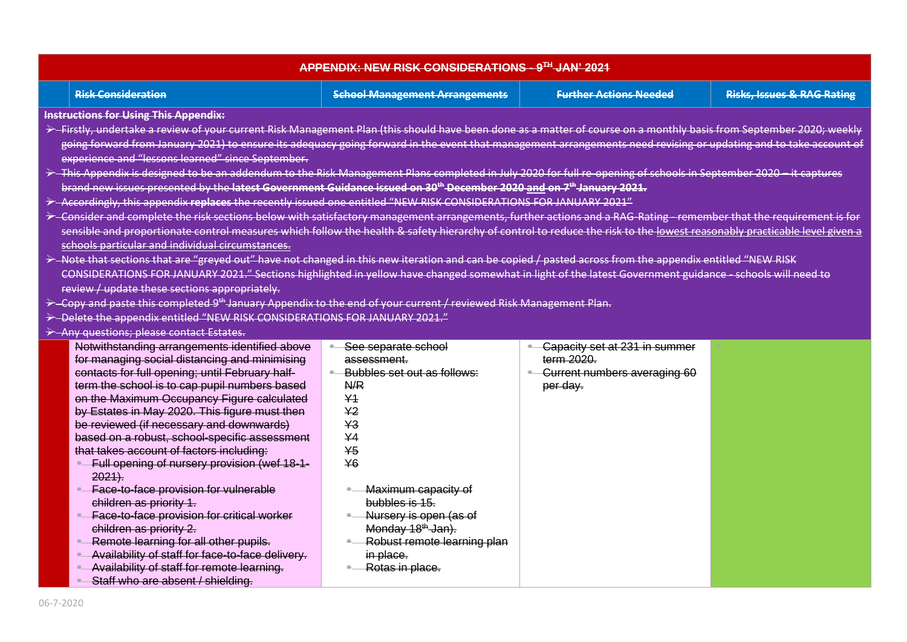## APPENDIX: NEW RISK CONSIDERATIONS - 9TH JAN' 2021

| Risk Consideration | School Management Arrangements | Further Actions Needed | Risks, Issues & RAG Rating |
|---|---|---|---|

**Instructions for Using This Appendix:**

- Firstly, undertake a review of your current Risk Management Plan (this should have been done as a matter of course on a monthly basis from September 2020; weekly going forward from January 2021) to ensure its adequacy going forward in the event that management arrangements need revising or updating and to take account of experience and "lessons learned" since September.
- This Appendix is designed to be an addendum to the Risk Management Plans completed in July 2020 for full re-opening of schools in September 2020 – it captures brand new issues presented by the **latest Government Guidance issued on 30th December 2020 and on 7th January 2021.**
- Accordingly, this appendix **replaces** the recently issued one entitled "NEW RISK CONSIDERATIONS FOR JANUARY 2021"
- Consider and complete the risk sections below with satisfactory management arrangements, further actions and a RAG-Rating - remember that the requirement is for sensible and proportionate control measures which follow the health & safety hierarchy of control to reduce the risk to the lowest reasonably practicable level given a schools particular and individual circumstances.
- Note that sections that are "greyed out" have not changed in this new iteration and can be copied / pasted across from the appendix entitled "NEW RISK CONSIDERATIONS FOR JANUARY 2021." Sections highlighted in yellow have changed somewhat in light of the latest Government guidance - schools will need to review / update these sections appropriately.
- Copy and paste this completed 9th January Appendix to the end of your current / reviewed Risk Management Plan.
- Delete the appendix entitled "NEW RISK CONSIDERATIONS FOR JANUARY 2021."
- Any questions; please contact Estates.

| Risk Consideration | School Management Arrangements | Further Actions Needed | Risks, Issues & RAG Rating |
|---|---|---|---|
| Notwithstanding arrangements identified above for managing social distancing and minimising contacts for full opening; until February half-term the school is to cap pupil numbers based on the Maximum Occupancy Figure calculated by Estates in May 2020. This figure must then be reviewed (if necessary and downwards) based on a robust, school-specific assessment that takes account of factors including:<br>- Full opening of nursery provision (wef 18-1-2021).<br>- Face-to-face provision for vulnerable children as priority 1.<br>- Face-to-face provision for critical worker children as priority 2.<br>- Remote learning for all other pupils.<br>- Availability of staff for face-to-face delivery.<br>- Availability of staff for remote learning.<br>- Staff who are absent / shielding. | - See separate school assessment.<br>- Bubbles set out as follows:<br>N/R<br>Y1<br>Y2<br>Y3<br>Y4<br>Y5<br>Y6<br>- Maximum capacity of bubbles is 15.<br>- Nursery is open (as of Monday 18th Jan).<br>- Robust remote learning plan in place.<br>- Rotas in place. | - Capacity set at 231 in summer term 2020.<br>- Current numbers averaging 60 per day. | |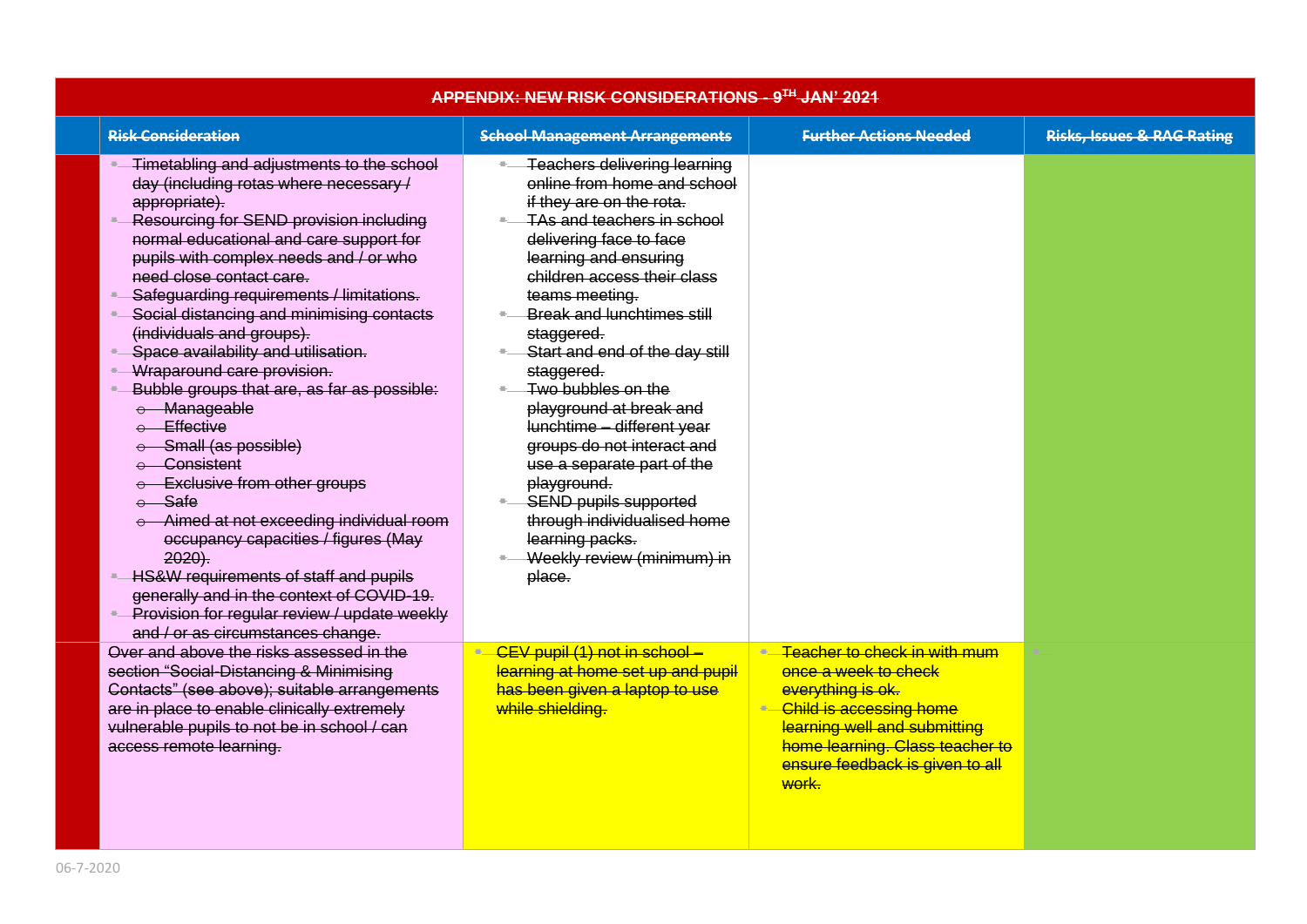| | APPENDIX: NEW RISK CONSIDERATIONS - 9TH JAN' 2021 | | | |
|---|---|---|---|---|
| | **Risk Consideration** | **School Management Arrangements** | **Further Actions Needed** | **Risks, Issues & RAG Rating** |
| | - Timetabling and adjustments to the school day (including rotas where necessary / appropriate).<br>- Resourcing for SEND provision including normal educational and care support for pupils with complex needs and / or who need close contact care.<br>- Safeguarding requirements / limitations.<br>- Social distancing and minimising contacts (individuals and groups).<br>- Space availability and utilisation.<br>- Wraparound care provision.<br>- Bubble groups that are, as far as possible:<br>  - Manageable<br>  - Effective<br>  - Small (as possible)<br>  - Consistent<br>  - Exclusive from other groups<br>  - Safe<br>  - Aimed at not exceeding individual room occupancy capacities / figures (May 2020).<br>- HS&W requirements of staff and pupils generally and in the context of COVID-19.<br>- Provision for regular review / update weekly and / or as circumstances change. | - Teachers delivering learning online from home and school if they are on the rota.<br>- TAs and teachers in school delivering face to face learning and ensuring children access their class teams meeting.<br>- Break and lunchtimes still staggered.<br>- Start and end of the day still staggered.<br>- Two bubbles on the playground at break and lunchtime – different year groups do not interact and use a separate part of the playground.<br>- SEND pupils supported through individualised home learning packs.<br>- Weekly review (minimum) in place. | | |
| | Over and above the risks assessed in the section "Social-Distancing & Minimising Contacts" (see above); suitable arrangements are in place to enable clinically extremely vulnerable pupils to not be in school / can access remote learning. | - CEV pupil (1) not in school – learning at home set up and pupil has been given a laptop to use while shielding. | - Teacher to check in with mum once a week to check everything is ok.<br>- Child is accessing home learning well and submitting home learning. Class teacher to ensure feedback is given to all work. | - |

06-7-2020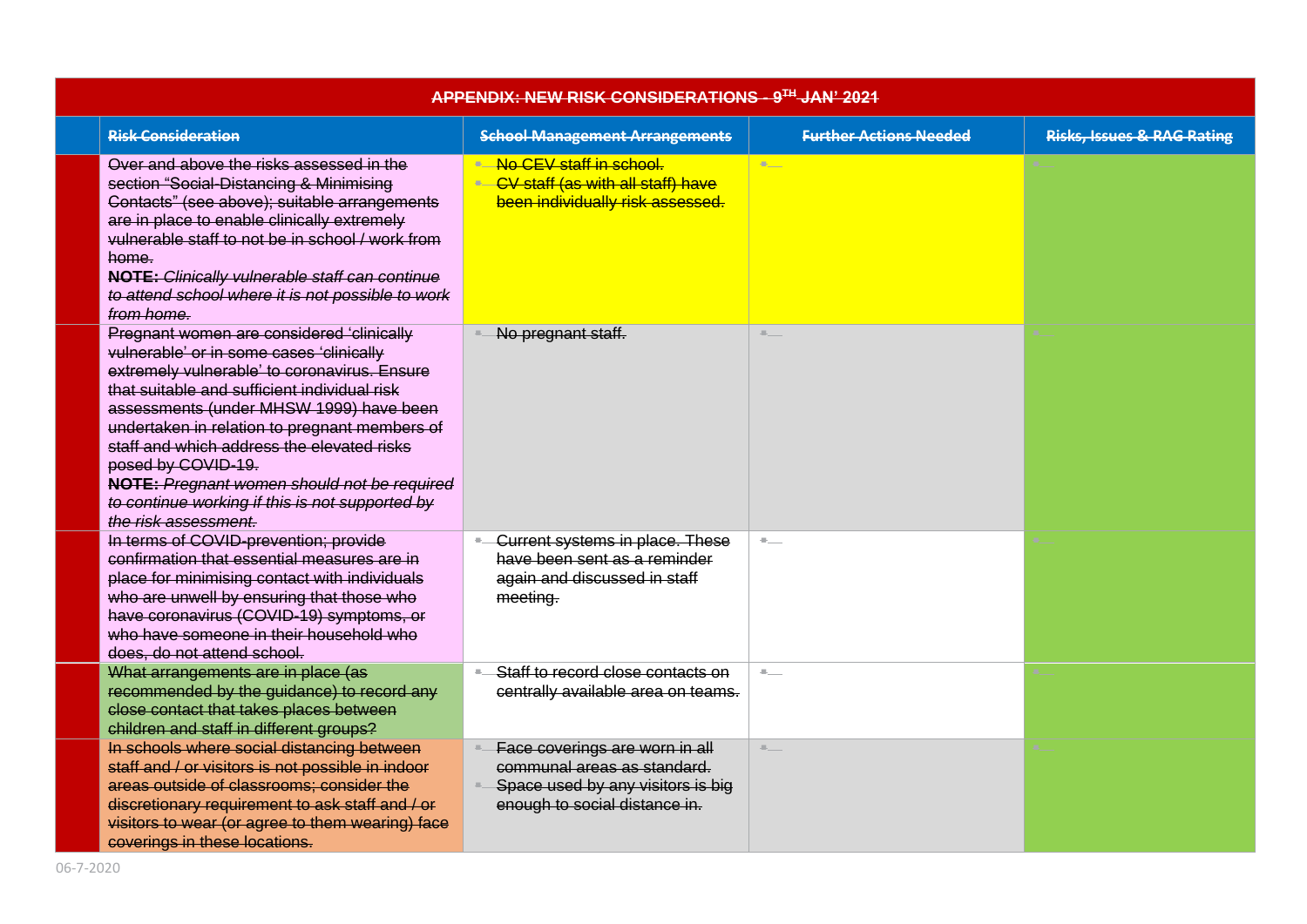| APPENDIX: NEW RISK CONSIDERATIONS - 9TH JAN' 2021 | | | | |
|---|---|---|---|---|
| | **Risk Consideration** | **School Management Arrangements** | **Further Actions Needed** | **Risks, Issues & RAG Rating** |
| | Over and above the risks assessed in the section "Social-Distancing & Minimising Contacts" (see above); suitable arrangements are in place to enable clinically extremely vulnerable staff to not be in school / work from home. **NOTE:** *Clinically vulnerable staff can continue to attend school where it is not possible to work from home.* | • No CEV staff in school. • CV staff (as with all staff) have been individually risk assessed. | • | • |
| | Pregnant women are considered 'clinically vulnerable' or in some cases 'clinically extremely vulnerable' to coronavirus. Ensure that suitable and sufficient individual risk assessments (under MHSW 1999) have been undertaken in relation to pregnant members of staff and which address the elevated risks posed by COVID-19. **NOTE:** *Pregnant women should not be required to continue working if this is not supported by the risk assessment.* | • No pregnant staff. | • | • |
| | In terms of COVID-prevention; provide confirmation that essential measures are in place for minimising contact with individuals who are unwell by ensuring that those who have coronavirus (COVID-19) symptoms, or who have someone in their household who does, do not attend school. | • Current systems in place. These have been sent as a reminder again and discussed in staff meeting. | • | • |
| | What arrangements are in place (as recommended by the guidance) to record any close contact that takes places between children and staff in different groups? | • Staff to record close contacts on centrally available area on teams. | • | • |
| | In schools where social distancing between staff and / or visitors is not possible in indoor areas outside of classrooms; consider the discretionary requirement to ask staff and / or visitors to wear (or agree to them wearing) face coverings in these locations. | • Face coverings are worn in all communal areas as standard. • Space used by any visitors is big enough to social distance in. | • | • |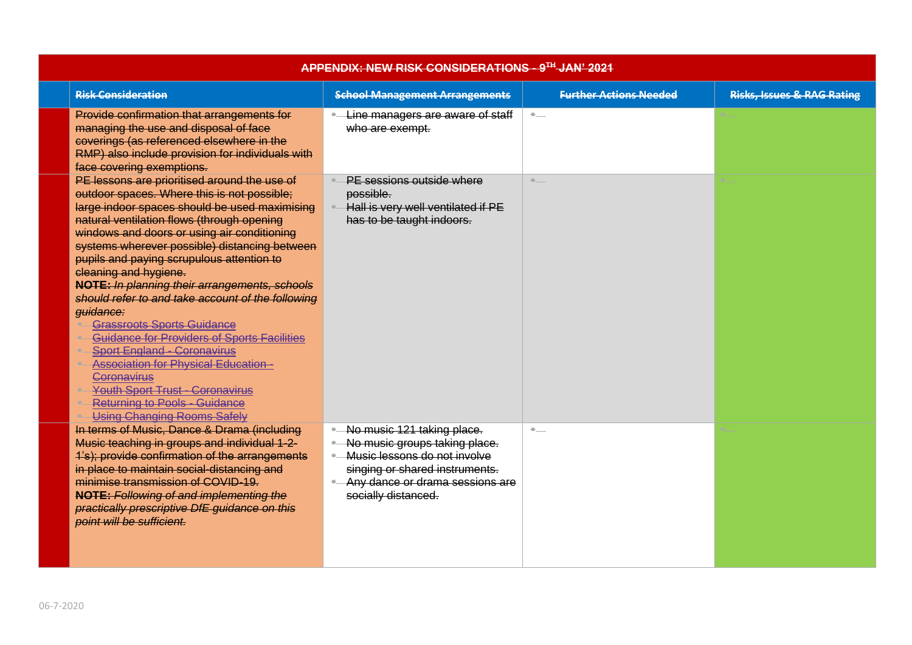| APPENDIX: NEW RISK CONSIDERATIONS - 9TH JAN' 2021 | | | | |
|---|---|---|---|---|
| | **Risk Consideration** | **School Management Arrangements** | **Further Actions Needed** | **Risks, Issues & RAG Rating** |
| | Provide confirmation that arrangements for managing the use and disposal of face coverings (as referenced elsewhere in the RMP) also include provision for individuals with face covering exemptions. | - Line managers are aware of staff who are exempt. | | |
| | PE lessons are prioritised around the use of outdoor spaces. Where this is not possible; large indoor spaces should be used maximising natural ventilation flows (through opening windows and doors or using air conditioning systems wherever possible) distancing between pupils and paying scrupulous attention to cleaning and hygiene.<br>**NOTE:** *In planning their arrangements, schools should refer to and take account of the following guidance:*<br>- Grassroots Sports Guidance<br>- Guidance for Providers of Sports Facilities<br>- Sport England - Coronavirus<br>- Association for Physical Education - Coronavirus<br>- Youth Sport Trust - Coronavirus<br>- Returning to Pools - Guidance<br>- Using Changing Rooms Safely | - PE sessions outside where possible.<br>- Hall is very well ventilated if PE has to be taught indoors. | | |
| | In terms of Music, Dance & Drama (including Music teaching in groups and individual 1-2-1's); provide confirmation of the arrangements in place to maintain social-distancing and minimise transmission of COVID-19.<br>**NOTE:** *Following of and implementing the practically prescriptive DfE guidance on this point will be sufficient.* | - No music 121 taking place.<br>- No music groups taking place.<br>- Music lessons do not involve singing or shared instruments.<br>- Any dance or drama sessions are socially distanced. | | |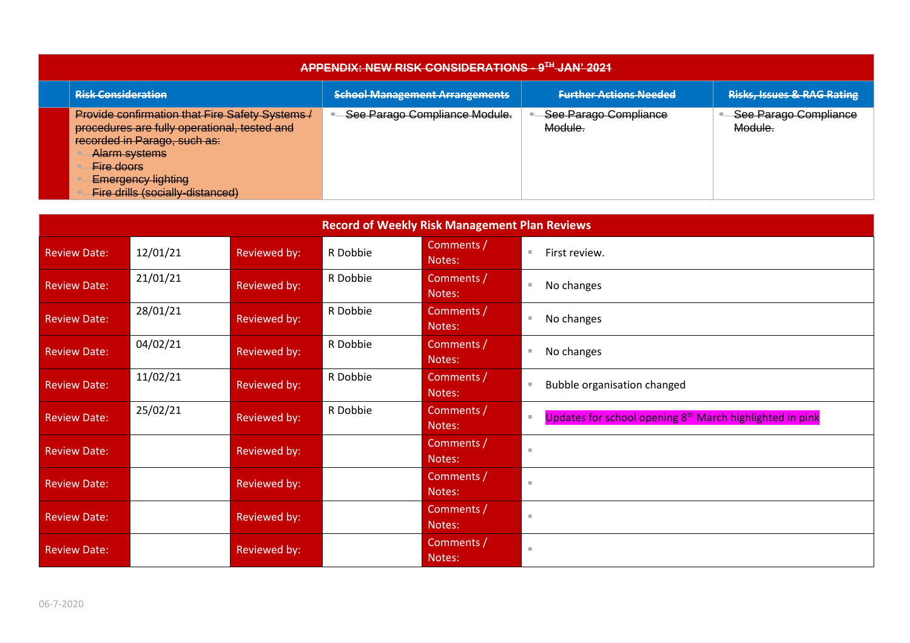| APPENDIX: NEW RISK CONSIDERATIONS - 9TH JAN' 2021 | | | | |
|---|---|---|---|---|
| | ~~Risk Consideration~~ | ~~School Management Arrangements~~ | ~~Further Actions Needed~~ | ~~Risks, Issues & RAG Rating~~ |
| | ~~Provide confirmation that Fire Safety Systems / procedures are fully operational, tested and recorded in Parago, such as:~~<br>▪ ~~Alarm systems~~<br>▪ ~~Fire doors~~<br>▪ ~~Emergency lighting~~<br>▪ ~~Fire drills (socially-distanced)~~ | ▪ ~~See Parago Compliance Module.~~ | ▪ ~~See Parago Compliance Module.~~ | ▪ ~~See Parago Compliance Module.~~ |

| Record of Weekly Risk Management Plan Reviews | | | | | |
|---|---|---|---|---|---|
| Review Date: | 12/01/21 | Reviewed by: | R Dobbie | Comments / Notes: | ▪ First review. |
| Review Date: | 21/01/21 | Reviewed by: | R Dobbie | Comments / Notes: | ▪ No changes |
| Review Date: | 28/01/21 | Reviewed by: | R Dobbie | Comments / Notes: | ▪ No changes |
| Review Date: | 04/02/21 | Reviewed by: | R Dobbie | Comments / Notes: | ▪ No changes |
| Review Date: | 11/02/21 | Reviewed by: | R Dobbie | Comments / Notes: | ▪ Bubble organisation changed |
| Review Date: | 25/02/21 | Reviewed by: | R Dobbie | Comments / Notes: | ▪ Updates for school opening 8th March highlighted in pink |
| Review Date: | | Reviewed by: | | Comments / Notes: | ▪ |
| Review Date: | | Reviewed by: | | Comments / Notes: | ▪ |
| Review Date: | | Reviewed by: | | Comments / Notes: | ▪ |
| Review Date: | | Reviewed by: | | Comments / Notes: | ▪ |